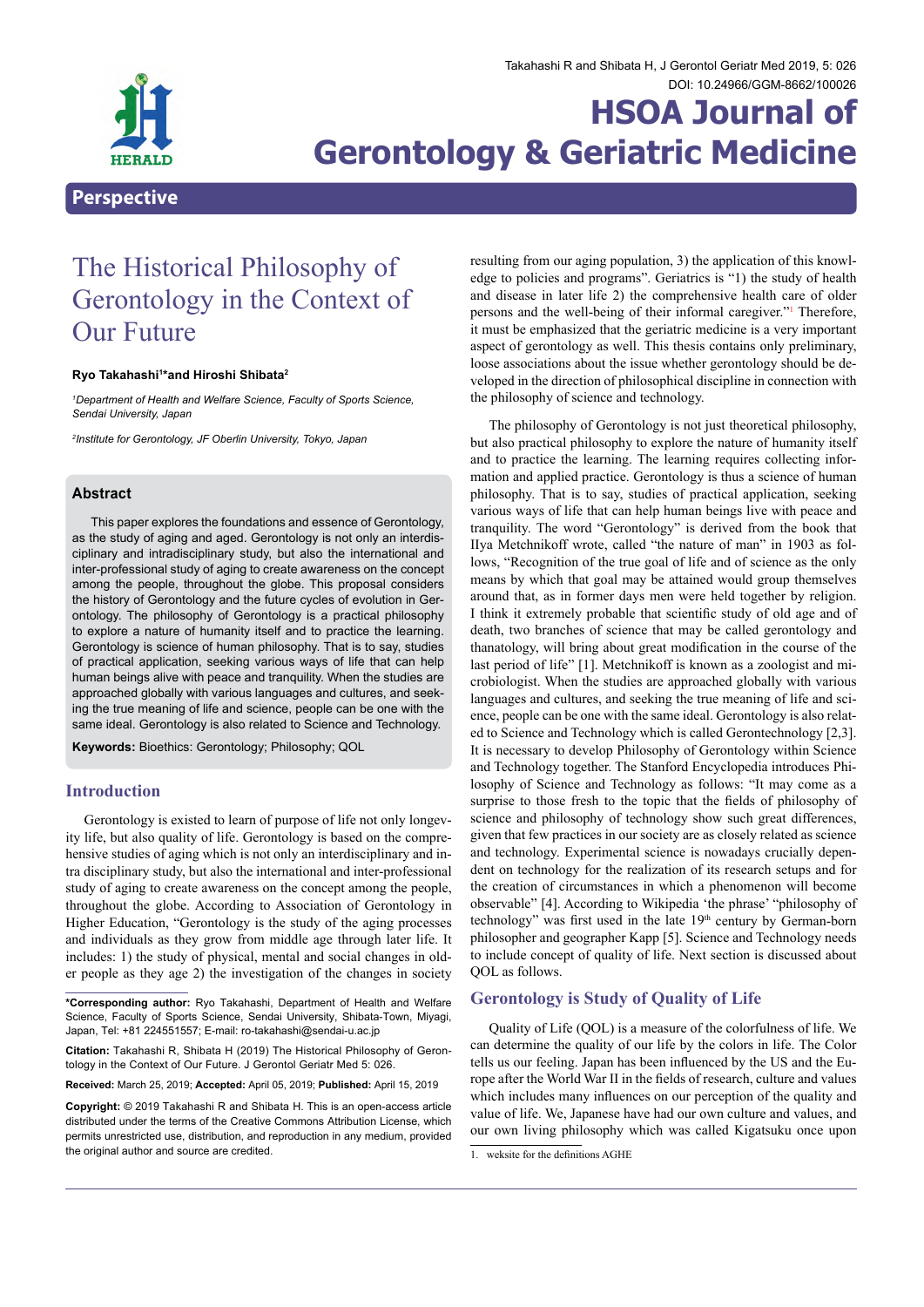Perspective

# The Historical Philosophy of Gerontology in the Context of Our Future

**Ryo Takahashi[1]*and Hiroshi Shibata[2]**

[1]*Department of Health and Welfare Science, Faculty of Sports Science, Sendai University, Japan*

[2]*Institute for Gerontology, JF Oberlin University, Tokyo, Japan*

## Abstract

This paper explores the foundations and essence of Gerontology, as the study of aging and aged. Gerontology is not only an interdisciplinary and intradisciplinary study, but also the international and inter-professional study of aging to create awareness on the concept among the people, throughout the globe. This proposal considers the history of Gerontology and the future cycles of evolution in Gerontology. The philosophy of Gerontology is a practical philosophy to explore a nature of humanity itself and to practice the learning. Gerontology is science of human philosophy. That is to say, studies of practical application, seeking various ways of life that can help human beings alive with peace and tranquility. When the studies are approached globally with various languages and cultures, and seeking the true meaning of life and science, people can be one with the same ideal. Gerontology is also related to Science and Technology.

**Keywords:** Bioethics: Gerontology; Philosophy; QOL

## Introduction

Gerontology is existed to learn of purpose of life not only longevity life, but also quality of life. Gerontology is based on the comprehensive studies of aging which is not only an interdisciplinary and intra disciplinary study, but also the international and inter-professional study of aging to create awareness on the concept among the people, throughout the globe. According to Association of Gerontology in Higher Education, "Gerontology is the study of the aging processes and individuals as they grow from middle age through later life. It includes: 1) the study of physical, mental and social changes in older people as they age 2) the investigation of the changes in society resulting from our aging population, 3) the application of this knowledge to policies and programs". Geriatrics is "1) the study of health and disease in later life 2) the comprehensive health care of older persons and the well-being of their informal caregiver."[1] Therefore, it must be emphasized that the geriatric medicine is a very important aspect of gerontology as well. This thesis contains only preliminary, loose associations about the issue whether gerontology should be developed in the direction of philosophical discipline in connection with the philosophy of science and technology.

The philosophy of Gerontology is not just theoretical philosophy, but also practical philosophy to explore the nature of humanity itself and to practice the learning. The learning requires collecting information and applied practice. Gerontology is thus a science of human philosophy. That is to say, studies of practical application, seeking various ways of life that can help human beings live with peace and tranquility. The word "Gerontology" is derived from the book that Ilya Metchnikoff wrote, called "the nature of man" in 1903 as follows, "Recognition of the true goal of life and of science as the only means by which that goal may be attained would group themselves around that, as in former days men were held together by religion. I think it extremely probable that scientific study of old age and of death, two branches of science that may be called gerontology and thanatology, will bring about great modification in the course of the last period of life" [1]. Metchnikoff is known as a zoologist and microbiologist. When the studies are approached globally with various languages and cultures, and seeking the true meaning of life and science, people can be one with the same ideal. Gerontology is also related to Science and Technology which is called Gerontechnology [2,3]. It is necessary to develop Philosophy of Gerontology within Science and Technology together. The Stanford Encyclopedia introduces Philosophy of Science and Technology as follows: "It may come as a surprise to those fresh to the topic that the fields of philosophy of science and philosophy of technology show such great differences, given that few practices in our society are as closely related as science and technology. Experimental science is nowadays crucially dependent on technology for the realization of its research setups and for the creation of circumstances in which a phenomenon will become observable" [4]. According to Wikipedia 'the phrase' "philosophy of technology" was first used in the late 19th century by German-born philosopher and geographer Kapp [5]. Science and Technology needs to include concept of quality of life. Next section is discussed about QOL as follows.

## Gerontology is Study of Quality of Life

Quality of Life (QOL) is a measure of the colorfulness of life. We can determine the quality of our life by the colors in life. The Color tells us our feeling. Japan has been influenced by the US and the Europe after the World War II in the fields of research, culture and values which includes many influences on our perception of the quality and value of life. We, Japanese have had our own culture and values, and our own living philosophy which was called Kigatsuku once upon

1. weksite for the definitions AGHE

**\*Corresponding author:** Ryo Takahashi, Department of Health and Welfare Science, Faculty of Sports Science, Sendai University, Shibata-Town, Miyagi, Japan, Tel: +81 224551557; E-mail: ro-takahashi@sendai-u.ac.jp

**Citation:** Takahashi R, Shibata H (2019) The Historical Philosophy of Gerontology in the Context of Our Future. J Gerontol Geriatr Med 5: 026.

**Received:** March 25, 2019; **Accepted:** April 05, 2019; **Published:** April 15, 2019

**Copyright:** © 2019 Takahashi R and Shibata H. This is an open-access article distributed under the terms of the Creative Commons Attribution License, which permits unrestricted use, distribution, and reproduction in any medium, provided the original author and source are credited.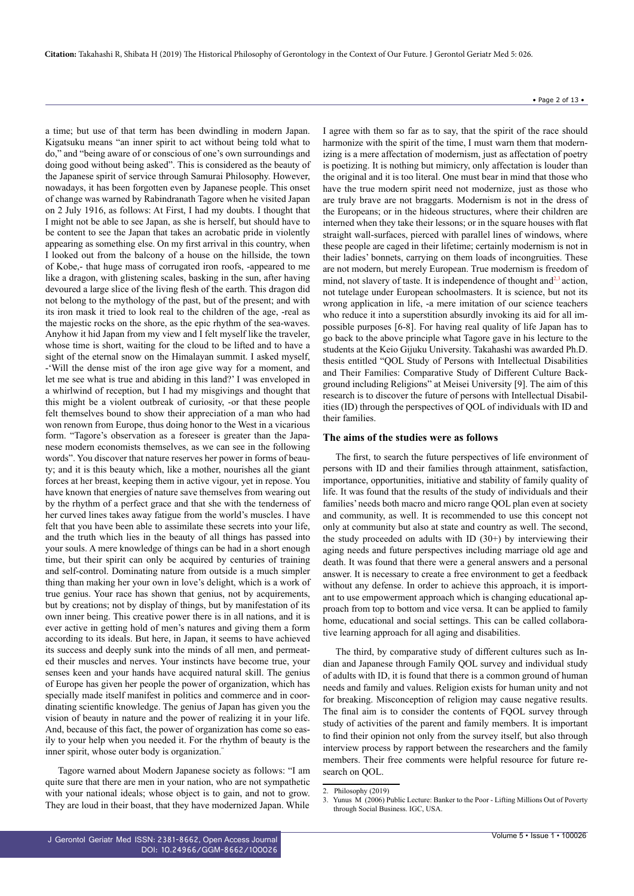a time; but use of that term has been dwindling in modern Japan. Kigatsuku means "an inner spirit to act without being told what to do," and "being aware of or conscious of one's own surroundings and doing good without being asked". This is considered as the beauty of the Japanese spirit of service through Samurai Philosophy. However, nowadays, it has been forgotten even by Japanese people. This onset of change was warned by Rabindranath Tagore when he visited Japan on 2 July 1916, as follows: At First, I had my doubts. I thought that I might not be able to see Japan, as she is herself, but should have to be content to see the Japan that takes an acrobatic pride in violently appearing as something else. On my first arrival in this country, when I looked out from the balcony of a house on the hillside, the town of Kobe,- that huge mass of corrugated iron roofs, -appeared to me like a dragon, with glistening scales, basking in the sun, after having devoured a large slice of the living flesh of the earth. This dragon did not belong to the mythology of the past, but of the present; and with its iron mask it tried to look real to the children of the age, -real as the majestic rocks on the shore, as the epic rhythm of the sea-waves. Anyhow it hid Japan from my view and I felt myself like the traveler, whose time is short, waiting for the cloud to be lifted and to have a sight of the eternal snow on the Himalayan summit. I asked myself, -'Will the dense mist of the iron age give way for a moment, and let me see what is true and abiding in this land?' I was enveloped in a whirlwind of reception, but I had my misgivings and thought that this might be a violent outbreak of curiosity, -or that these people felt themselves bound to show their appreciation of a man who had won renown from Europe, thus doing honor to the West in a vicarious form. "Tagore's observation as a foreseer is greater than the Japanese modern economists themselves, as we can see in the following words". You discover that nature reserves her power in forms of beauty; and it is this beauty which, like a mother, nourishes all the giant forces at her breast, keeping them in active vigour, yet in repose. You have known that energies of nature save themselves from wearing out by the rhythm of a perfect grace and that she with the tenderness of her curved lines takes away fatigue from the world's muscles. I have felt that you have been able to assimilate these secrets into your life, and the truth which lies in the beauty of all things has passed into your souls. A mere knowledge of things can be had in a short enough time, but their spirit can only be acquired by centuries of training and self-control. Dominating nature from outside is a much simpler thing than making her your own in love's delight, which is a work of true genius. Your race has shown that genius, not by acquirements, but by creations; not by display of things, but by manifestation of its own inner being. This creative power there is in all nations, and it is ever active in getting hold of men's natures and giving them a form according to its ideals. But here, in Japan, it seems to have achieved its success and deeply sunk into the minds of all men, and permeated their muscles and nerves. Your instincts have become true, your senses keen and your hands have acquired natural skill. The genius of Europe has given her people the power of organization, which has specially made itself manifest in politics and commerce and in coordinating scientific knowledge. The genius of Japan has given you the vision of beauty in nature and the power of realizing it in your life. And, because of this fact, the power of organization has come so easily to your help when you needed it. For the rhythm of beauty is the inner spirit, whose outer body is organization."

Tagore warned about Modern Japanese society as follows: "I am quite sure that there are men in your nation, who are not sympathetic with your national ideals; whose object is to gain, and not to grow. They are loud in their boast, that they have modernized Japan. While I agree with them so far as to say, that the spirit of the race should harmonize with the spirit of the time, I must warn them that modernizing is a mere affectation of modernism, just as affectation of poetry is poetizing. It is nothing but mimicry, only affectation is louder than the original and it is too literal. One must bear in mind that those who have the true modern spirit need not modernize, just as those who are truly brave are not braggarts. Modernism is not in the dress of the Europeans; or in the hideous structures, where their children are interned when they take their lessons; or in the square houses with flat straight wall-surfaces, pierced with parallel lines of windows, where these people are caged in their lifetime; certainly modernism is not in their ladies' bonnets, carrying on them loads of incongruities. These are not modern, but merely European. True modernism is freedom of mind, not slavery of taste. It is independence of thought and[2,3] action, not tutelage under European schoolmasters. It is science, but not its wrong application in life, -a mere imitation of our science teachers who reduce it into a superstition absurdly invoking its aid for all impossible purposes [6-8]. For having real quality of life Japan has to go back to the above principle what Tagore gave in his lecture to the students at the Keio Gijuku University. Takahashi was awarded Ph.D. thesis entitled "QOL Study of Persons with Intellectual Disabilities and Their Families: Comparative Study of Different Culture Background including Religions" at Meisei University [9]. The aim of this research is to discover the future of persons with Intellectual Disabilities (ID) through the perspectives of QOL of individuals with ID and their families.

### The aims of the studies were as follows

The first, to search the future perspectives of life environment of persons with ID and their families through attainment, satisfaction, importance, opportunities, initiative and stability of family quality of life. It was found that the results of the study of individuals and their families' needs both macro and micro range QOL plan even at society and community, as well. It is recommended to use this concept not only at community but also at state and country as well. The second, the study proceeded on adults with ID (30+) by interviewing their aging needs and future perspectives including marriage old age and death. It was found that there were a general answers and a personal answer. It is necessary to create a free environment to get a feedback without any defense. In order to achieve this approach, it is important to use empowerment approach which is changing educational approach from top to bottom and vice versa. It can be applied to family home, educational and social settings. This can be called collaborative learning approach for all aging and disabilities.

The third, by comparative study of different cultures such as Indian and Japanese through Family QOL survey and individual study of adults with ID, it is found that there is a common ground of human needs and family and values. Religion exists for human unity and not for breaking. Misconception of religion may cause negative results. The final aim is to consider the contents of FQOL survey through study of activities of the parent and family members. It is important to find their opinion not only from the survey itself, but also through interview process by rapport between the researchers and the family members. Their free comments were helpful resource for future research on QOL.

---

2. Philosophy (2019)
3. Yunus M (2006) Public Lecture: Banker to the Poor - Lifting Millions Out of Poverty through Social Business. IGC, USA.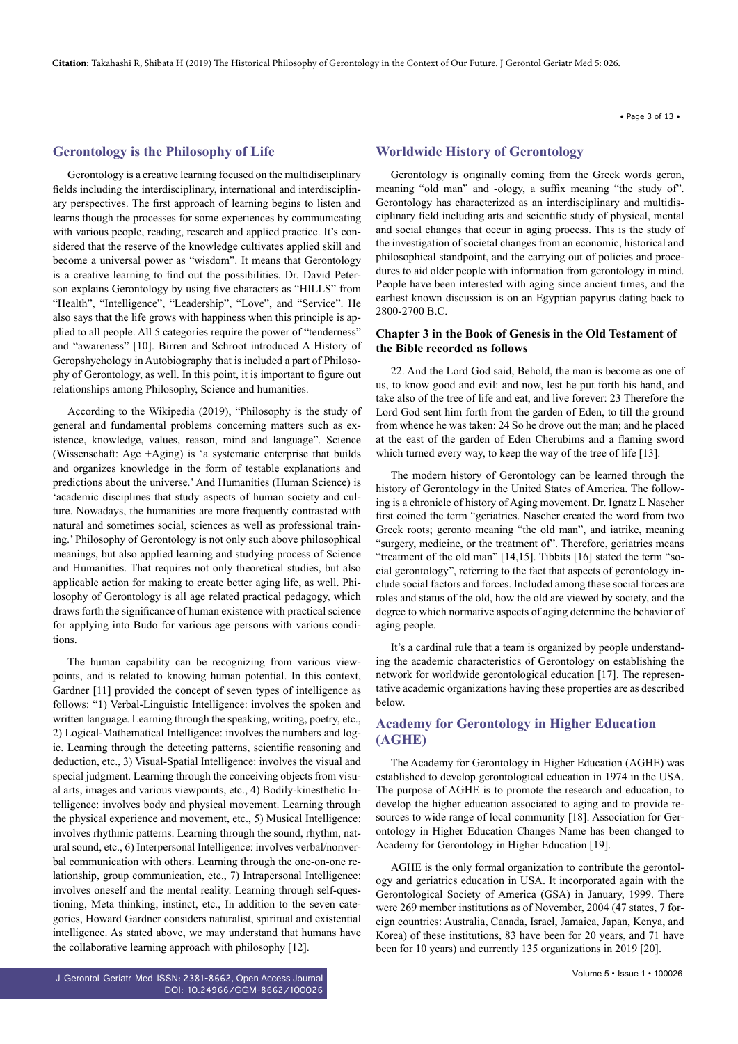## Gerontology is the Philosophy of Life

Gerontology is a creative learning focused on the multidisciplinary fields including the interdisciplinary, international and interdisciplinary perspectives. The first approach of learning begins to listen and learns though the processes for some experiences by communicating with various people, reading, research and applied practice. It's considered that the reserve of the knowledge cultivates applied skill and become a universal power as "wisdom". It means that Gerontology is a creative learning to find out the possibilities. Dr. David Peterson explains Gerontology by using five characters as "HILLS" from "Health", "Intelligence", "Leadership", "Love", and "Service". He also says that the life grows with happiness when this principle is applied to all people. All 5 categories require the power of "tenderness" and "awareness" [10]. Birren and Schroot introduced A History of Geropshychology in Autobiography that is included a part of Philosophy of Gerontology, as well. In this point, it is important to figure out relationships among Philosophy, Science and humanities.

According to the Wikipedia (2019), "Philosophy is the study of general and fundamental problems concerning matters such as existence, knowledge, values, reason, mind and language". Science (Wissenschaft: Age +Aging) is 'a systematic enterprise that builds and organizes knowledge in the form of testable explanations and predictions about the universe.' And Humanities (Human Science) is 'academic disciplines that study aspects of human society and culture. Nowadays, the humanities are more frequently contrasted with natural and sometimes social, sciences as well as professional training.' Philosophy of Gerontology is not only such above philosophical meanings, but also applied learning and studying process of Science and Humanities. That requires not only theoretical studies, but also applicable action for making to create better aging life, as well. Philosophy of Gerontology is all age related practical pedagogy, which draws forth the significance of human existence with practical science for applying into Budo for various age persons with various conditions.

The human capability can be recognizing from various viewpoints, and is related to knowing human potential. In this context, Gardner [11] provided the concept of seven types of intelligence as follows: "1) Verbal-Linguistic Intelligence: involves the spoken and written language. Learning through the speaking, writing, poetry, etc., 2) Logical-Mathematical Intelligence: involves the numbers and logic. Learning through the detecting patterns, scientific reasoning and deduction, etc., 3) Visual-Spatial Intelligence: involves the visual and special judgment. Learning through the conceiving objects from visual arts, images and various viewpoints, etc., 4) Bodily-kinesthetic Intelligence: involves body and physical movement. Learning through the physical experience and movement, etc., 5) Musical Intelligence: involves rhythmic patterns. Learning through the sound, rhythm, natural sound, etc., 6) Interpersonal Intelligence: involves verbal/nonverbal communication with others. Learning through the one-on-one relationship, group communication, etc., 7) Intrapersonal Intelligence: involves oneself and the mental reality. Learning through self-questioning, Meta thinking, instinct, etc., In addition to the seven categories, Howard Gardner considers naturalist, spiritual and existential intelligence. As stated above, we may understand that humans have the collaborative learning approach with philosophy [12].

## Worldwide History of Gerontology

Gerontology is originally coming from the Greek words geron, meaning "old man" and -ology, a suffix meaning "the study of". Gerontology has characterized as an interdisciplinary and multidisciplinary field including arts and scientific study of physical, mental and social changes that occur in aging process. This is the study of the investigation of societal changes from an economic, historical and philosophical standpoint, and the carrying out of policies and procedures to aid older people with information from gerontology in mind. People have been interested with aging since ancient times, and the earliest known discussion is on an Egyptian papyrus dating back to 2800-2700 B.C.

### Chapter 3 in the Book of Genesis in the Old Testament of the Bible recorded as follows

22. And the Lord God said, Behold, the man is become as one of us, to know good and evil: and now, lest he put forth his hand, and take also of the tree of life and eat, and live forever: 23 Therefore the Lord God sent him forth from the garden of Eden, to till the ground from whence he was taken: 24 So he drove out the man; and he placed at the east of the garden of Eden Cherubims and a flaming sword which turned every way, to keep the way of the tree of life [13].

The modern history of Gerontology can be learned through the history of Gerontology in the United States of America. The following is a chronicle of history of Aging movement. Dr. Ignatz L Nascher first coined the term "geriatrics. Nascher created the word from two Greek roots; geronto meaning "the old man", and iatrike, meaning "surgery, medicine, or the treatment of". Therefore, geriatrics means "treatment of the old man" [14,15]. Tibbits [16] stated the term "social gerontology", referring to the fact that aspects of gerontology include social factors and forces. Included among these social forces are roles and status of the old, how the old are viewed by society, and the degree to which normative aspects of aging determine the behavior of aging people.

It's a cardinal rule that a team is organized by people understanding the academic characteristics of Gerontology on establishing the network for worldwide gerontological education [17]. The representative academic organizations having these properties are as described below.

## Academy for Gerontology in Higher Education (AGHE)

The Academy for Gerontology in Higher Education (AGHE) was established to develop gerontological education in 1974 in the USA. The purpose of AGHE is to promote the research and education, to develop the higher education associated to aging and to provide resources to wide range of local community [18]. Association for Gerontology in Higher Education Changes Name has been changed to Academy for Gerontology in Higher Education [19].

AGHE is the only formal organization to contribute the gerontology and geriatrics education in USA. It incorporated again with the Gerontological Society of America (GSA) in January, 1999. There were 269 member institutions as of November, 2004 (47 states, 7 foreign countries: Australia, Canada, Israel, Jamaica, Japan, Kenya, and Korea) of these institutions, 83 have been for 20 years, and 71 have been for 10 years) and currently 135 organizations in 2019 [20].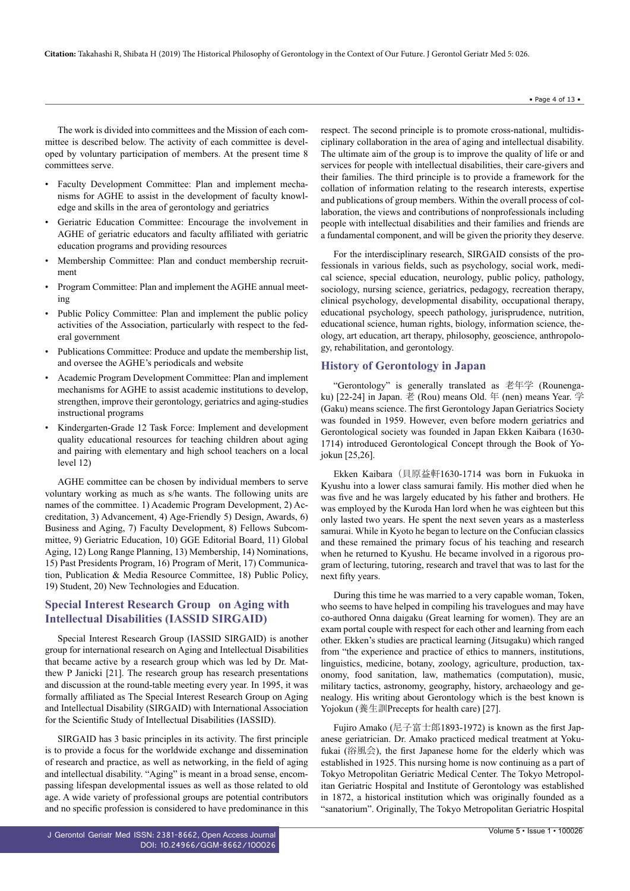The work is divided into committees and the Mission of each committee is described below. The activity of each committee is developed by voluntary participation of members. At the present time 8 committees serve.

- Faculty Development Committee: Plan and implement mechanisms for AGHE to assist in the development of faculty knowledge and skills in the area of gerontology and geriatrics
- Geriatric Education Committee: Encourage the involvement in AGHE of geriatric educators and faculty affiliated with geriatric education programs and providing resources
- Membership Committee: Plan and conduct membership recruitment
- Program Committee: Plan and implement the AGHE annual meeting
- Public Policy Committee: Plan and implement the public policy activities of the Association, particularly with respect to the federal government
- Publications Committee: Produce and update the membership list, and oversee the AGHE's periodicals and website
- Academic Program Development Committee: Plan and implement mechanisms for AGHE to assist academic institutions to develop, strengthen, improve their gerontology, geriatrics and aging-studies instructional programs
- Kindergarten-Grade 12 Task Force: Implement and development quality educational resources for teaching children about aging and pairing with elementary and high school teachers on a local level 12)

AGHE committee can be chosen by individual members to serve voluntary working as much as s/he wants. The following units are names of the committee. 1) Academic Program Development, 2) Accreditation, 3) Advancement, 4) Age-Friendly 5) Design, Awards, 6) Business and Aging, 7) Faculty Development, 8) Fellows Subcommittee, 9) Geriatric Education, 10) GGE Editorial Board, 11) Global Aging, 12) Long Range Planning, 13) Membership, 14) Nominations, 15) Past Presidents Program, 16) Program of Merit, 17) Communication, Publication & Media Resource Committee, 18) Public Policy, 19) Student, 20) New Technologies and Education.

## Special Interest Research Group on Aging with Intellectual Disabilities (IASSID SIRGAID)

Special Interest Research Group (IASSID SIRGAID) is another group for international research on Aging and Intellectual Disabilities that became active by a research group which was led by Dr. Matthew P Janicki [21]. The research group has research presentations and discussion at the round-table meeting every year. In 1995, it was formally affiliated as The Special Interest Research Group on Aging and Intellectual Disability (SIRGAID) with International Association for the Scientific Study of Intellectual Disabilities (IASSID).

SIRGAID has 3 basic principles in its activity. The first principle is to provide a focus for the worldwide exchange and dissemination of research and practice, as well as networking, in the field of aging and intellectual disability. "Aging" is meant in a broad sense, encompassing lifespan developmental issues as well as those related to old age. A wide variety of professional groups are potential contributors and no specific profession is considered to have predominance in this respect. The second principle is to promote cross-national, multidisciplinary collaboration in the area of aging and intellectual disability. The ultimate aim of the group is to improve the quality of life or and services for people with intellectual disabilities, their care-givers and their families. The third principle is to provide a framework for the collation of information relating to the research interests, expertise and publications of group members. Within the overall process of collaboration, the views and contributions of nonprofessionals including people with intellectual disabilities and their families and friends are a fundamental component, and will be given the priority they deserve.

For the interdisciplinary research, SIRGAID consists of the professionals in various fields, such as psychology, social work, medical science, special education, neurology, public policy, pathology, sociology, nursing science, geriatrics, pedagogy, recreation therapy, clinical psychology, developmental disability, occupational therapy, educational psychology, speech pathology, jurisprudence, nutrition, educational science, human rights, biology, information science, theology, art education, art therapy, philosophy, geoscience, anthropology, rehabilitation, and gerontology.

## History of Gerontology in Japan

"Gerontology" is generally translated as 老年学 (Rounengaku) [22-24] in Japan. 老 (Rou) means Old. 年 (nen) means Year. 学 (Gaku) means science. The first Gerontology Japan Geriatrics Society was founded in 1959. However, even before modern geriatrics and Gerontological society was founded in Japan Ekken Kaibara (1630-1714) introduced Gerontological Concept through the Book of Yojokun [25,26].

Ekken Kaibara（貝原益軒1630-1714 was born in Fukuoka in Kyushu into a lower class samurai family. His mother died when he was five and he was largely educated by his father and brothers. He was employed by the Kuroda Han lord when he was eighteen but this only lasted two years. He spent the next seven years as a masterless samurai. While in Kyoto he began to lecture on the Confucian classics and these remained the primary focus of his teaching and research when he returned to Kyushu. He became involved in a rigorous program of lecturing, tutoring, research and travel that was to last for the next fifty years.

During this time he was married to a very capable woman, Token, who seems to have helped in compiling his travelogues and may have co-authored Onna daigaku (Great learning for women). They are an exam portal couple with respect for each other and learning from each other. Ekken's studies are practical learning (Jitsugaku) which ranged from "the experience and practice of ethics to manners, institutions, linguistics, medicine, botany, zoology, agriculture, production, taxonomy, food sanitation, law, mathematics (computation), music, military tactics, astronomy, geography, history, archaeology and genealogy. His writing about Gerontology which is the best known is Yojokun (養生訓Precepts for health care) [27].

Fujiro Amako (尼子富士郎1893-1972) is known as the first Japanese geriatrician. Dr. Amako practiced medical treatment at Yokufukai (浴風会), the first Japanese home for the elderly which was established in 1925. This nursing home is now continuing as a part of Tokyo Metropolitan Geriatric Medical Center. The Tokyo Metropolitan Geriatric Hospital and Institute of Gerontology was established in 1872, a historical institution which was originally founded as a "sanatorium". Originally, The Tokyo Metropolitan Geriatric Hospital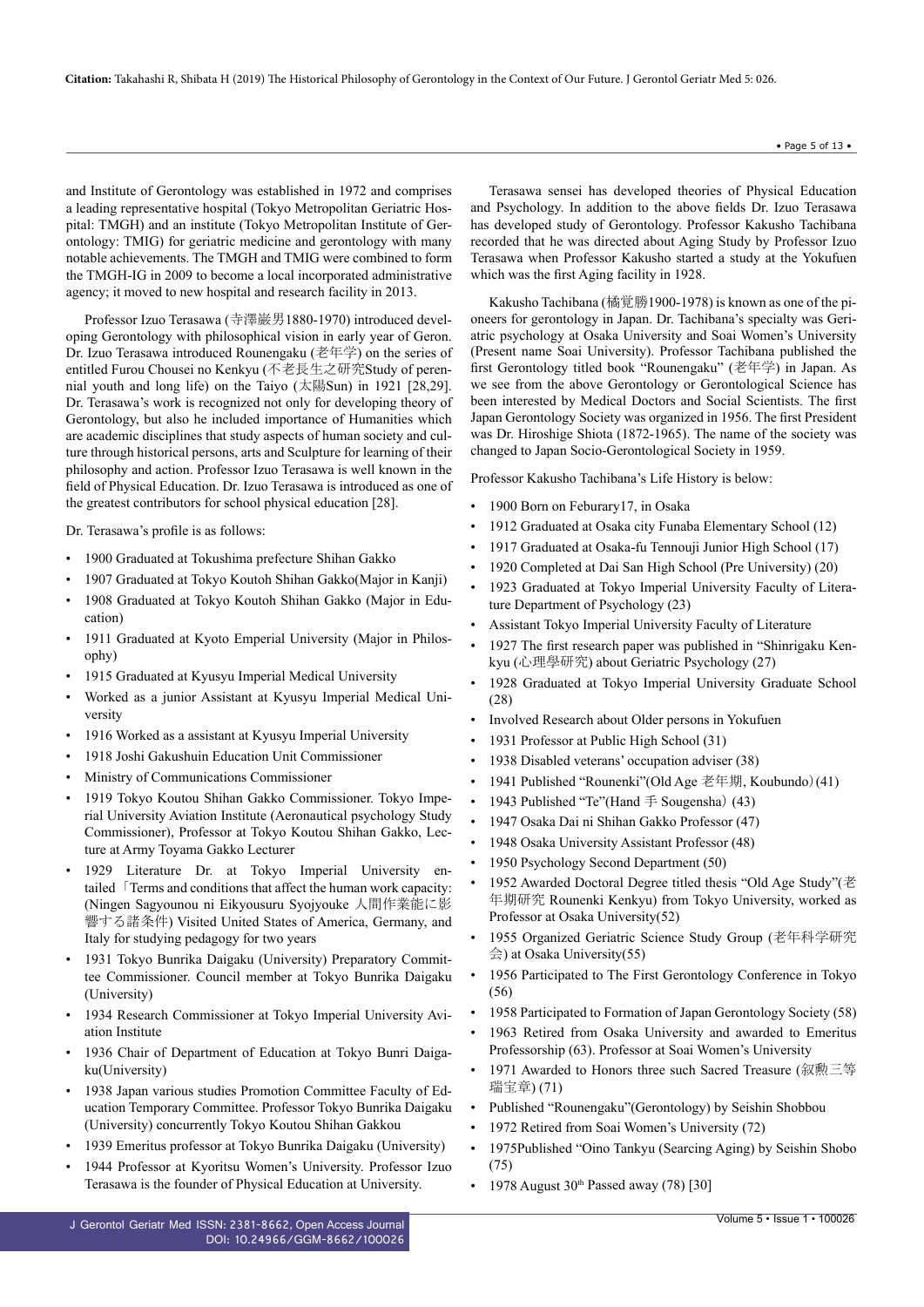and Institute of Gerontology was established in 1972 and comprises a leading representative hospital (Tokyo Metropolitan Geriatric Hospital: TMGH) and an institute (Tokyo Metropolitan Institute of Gerontology: TMIG) for geriatric medicine and gerontology with many notable achievements. The TMGH and TMIG were combined to form the TMGH-IG in 2009 to become a local incorporated administrative agency; it moved to new hospital and research facility in 2013.

Professor Izuo Terasawa (寺澤巌男1880-1970) introduced developing Gerontology with philosophical vision in early year of Geron. Dr. Izuo Terasawa introduced Rounengaku (老年学) on the series of entitled Furou Chousei no Kenkyu (不老長生之研究Study of perennial youth and long life) on the Taiyo (太陽Sun) in 1921 [28,29]. Dr. Terasawa's work is recognized not only for developing theory of Gerontology, but also he included importance of Humanities which are academic disciplines that study aspects of human society and culture through historical persons, arts and Sculpture for learning of their philosophy and action. Professor Izuo Terasawa is well known in the field of Physical Education. Dr. Izuo Terasawa is introduced as one of the greatest contributors for school physical education [28].

Dr. Terasawa's profile is as follows:

- 1900 Graduated at Tokushima prefecture Shihan Gakko
- 1907 Graduated at Tokyo Koutoh Shihan Gakko(Major in Kanji)
- 1908 Graduated at Tokyo Koutoh Shihan Gakko (Major in Education)
- 1911 Graduated at Kyoto Emperial University (Major in Philosophy)
- 1915 Graduated at Kyusyu Imperial Medical University
- Worked as a junior Assistant at Kyusyu Imperial Medical University
- 1916 Worked as a assistant at Kyusyu Imperial University
- 1918 Joshi Gakushuin Education Unit Commissioner
- Ministry of Communications Commissioner
- 1919 Tokyo Koutou Shihan Gakko Commissioner. Tokyo Imperial University Aviation Institute (Aeronautical psychology Study Commissioner), Professor at Tokyo Koutou Shihan Gakko, Lecture at Army Toyama Gakko Lecturer
- 1929 Literature Dr. at Tokyo Imperial University entailed「Terms and conditions that affect the human work capacity: (Ningen Sagyounou ni Eikyousuru Syojyouke 人間作業能に影響する諸条件) Visited United States of America, Germany, and Italy for studying pedagogy for two years
- 1931 Tokyo Bunrika Daigaku (University) Preparatory Committee Commissioner. Council member at Tokyo Bunrika Daigaku (University)
- 1934 Research Commissioner at Tokyo Imperial University Aviation Institute
- 1936 Chair of Department of Education at Tokyo Bunri Daigaku(University)
- 1938 Japan various studies Promotion Committee Faculty of Education Temporary Committee. Professor Tokyo Bunrika Daigaku (University) concurrently Tokyo Koutou Shihan Gakkou
- 1939 Emeritus professor at Tokyo Bunrika Daigaku (University)
- 1944 Professor at Kyoritsu Women's University. Professor Izuo Terasawa is the founder of Physical Education at University.

Terasawa sensei has developed theories of Physical Education and Psychology. In addition to the above fields Dr. Izuo Terasawa has developed study of Gerontology. Professor Kakusho Tachibana recorded that he was directed about Aging Study by Professor Izuo Terasawa when Professor Kakusho started a study at the Yokufuen which was the first Aging facility in 1928.

Kakusho Tachibana (橘覚勝1900-1978) is known as one of the pioneers for gerontology in Japan. Dr. Tachibana's specialty was Geriatric psychology at Osaka University and Soai Women's University (Present name Soai University). Professor Tachibana published the first Gerontology titled book "Rounengaku" (老年学) in Japan. As we see from the above Gerontology or Gerontological Science has been interested by Medical Doctors and Social Scientists. The first Japan Gerontology Society was organized in 1956. The first President was Dr. Hiroshige Shiota (1872-1965). The name of the society was changed to Japan Socio-Gerontological Society in 1959.

Professor Kakusho Tachibana's Life History is below:

- 1900 Born on Feburary17, in Osaka
- 1912 Graduated at Osaka city Funaba Elementary School (12)
- 1917 Graduated at Osaka-fu Tennouji Junior High School (17)
- 1920 Completed at Dai San High School (Pre University) (20)
- 1923 Graduated at Tokyo Imperial University Faculty of Literature Department of Psychology (23)
- Assistant Tokyo Imperial University Faculty of Literature
- 1927 The first research paper was published in "Shinrigaku Kenkyu (心理學研究) about Geriatric Psychology (27)
- 1928 Graduated at Tokyo Imperial University Graduate School (28)
- Involved Research about Older persons in Yokufuen
- 1931 Professor at Public High School (31)
- 1938 Disabled veterans' occupation adviser (38)
- 1941 Published "Rounenki"(Old Age 老年期, Koubundo）(41)
- 1943 Published "Te"(Hand 手 Sougensha）(43)
- 1947 Osaka Dai ni Shihan Gakko Professor (47)
- 1948 Osaka University Assistant Professor (48)
- 1950 Psychology Second Department (50)
- 1952 Awarded Doctoral Degree titled thesis "Old Age Study"(老年期研究 Rounenki Kenkyu) from Tokyo University, worked as Professor at Osaka University(52)
- 1955 Organized Geriatric Science Study Group (老年科学研究会) at Osaka University(55)
- 1956 Participated to The First Gerontology Conference in Tokyo (56)
- 1958 Participated to Formation of Japan Gerontology Society (58)
- 1963 Retired from Osaka University and awarded to Emeritus Professorship (63). Professor at Soai Women's University
- 1971 Awarded to Honors three such Sacred Treasure (叙勲三等瑞宝章) (71)
- Published "Rounengaku"(Gerontology) by Seishin Shobbou
- 1972 Retired from Soai Women's University (72)
- 1975Published "Oino Tankyu (Searcing Aging) by Seishin Shobo (75)
- 1978 August 30th Passed away (78) [30]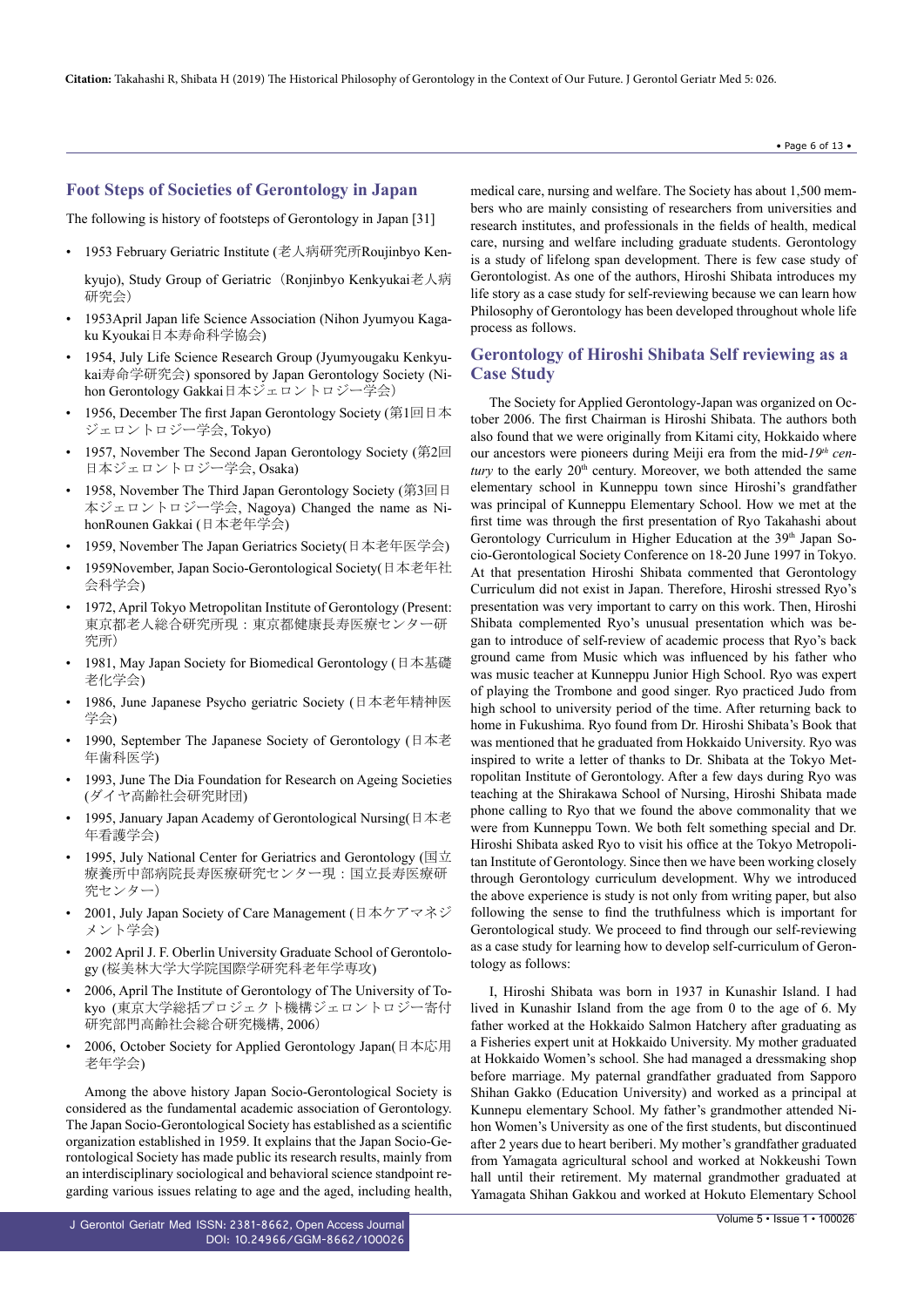## Foot Steps of Societies of Gerontology in Japan

The following is history of footsteps of Gerontology in Japan [31]

- 1953 February Geriatric Institute (老人病研究所Roujinbyo Kenkyujo), Study Group of Geriatric（Ronjinbyo Kenkyukai老人病研究会）
- 1953April Japan life Science Association (Nihon Jyumyou Kagaku Kyoukai日本寿命科学協会)
- 1954, July Life Science Research Group (Jyumyougaku Kenkyukai寿命学研究会) sponsored by Japan Gerontology Society (Nihon Gerontology Gakkai日本ジェロントロジー学会)
- 1956, December The first Japan Gerontology Society (第1回日本ジェロントロジー学会, Tokyo)
- 1957, November The Second Japan Gerontology Society (第2回日本ジェロントロジー学会, Osaka)
- 1958, November The Third Japan Gerontology Society (第3回日本ジェロントロジー学会, Nagoya) Changed the name as NihonRounen Gakkai (日本老年学会)
- 1959, November The Japan Geriatrics Society(日本老年医学会)
- 1959November, Japan Socio-Gerontological Society(日本老年社会科学会)
- 1972, April Tokyo Metropolitan Institute of Gerontology (Present: 東京都老人総合研究所現：東京都健康長寿医療センター研究所)
- 1981, May Japan Society for Biomedical Gerontology (日本基礎老化学会)
- 1986, June Japanese Psycho geriatric Society (日本老年精神医学会)
- 1990, September The Japanese Society of Gerontology (日本老年歯科医学)
- 1993, June The Dia Foundation for Research on Ageing Societies (ダイヤ高齢社会研究財団)
- 1995, January Japan Academy of Gerontological Nursing(日本老年看護学会)
- 1995, July National Center for Geriatrics and Gerontology (国立療養所中部病院長寿医療研究センター現：国立長寿医療研究センター)
- 2001, July Japan Society of Care Management (日本ケアマネジメント学会)
- 2002 April J. F. Oberlin University Graduate School of Gerontology (桜美林大学大学院国際学研究科老年学専攻)
- 2006, April The Institute of Gerontology of The University of Tokyo (東京大学総括プロジェクト機構ジェロントロジー寄付研究部門高齢社会総合研究機構, 2006)
- 2006, October Society for Applied Gerontology Japan(日本応用老年学会)

Among the above history Japan Socio-Gerontological Society is considered as the fundamental academic association of Gerontology. The Japan Socio-Gerontological Society has established as a scientific organization established in 1959. It explains that the Japan Socio-Gerontological Society has made public its research results, mainly from an interdisciplinary sociological and behavioral science standpoint regarding various issues relating to age and the aged, including health, medical care, nursing and welfare. The Society has about 1,500 members who are mainly consisting of researchers from universities and research institutes, and professionals in the fields of health, medical care, nursing and welfare including graduate students. Gerontology is a study of lifelong span development. There is few case study of Gerontologist. As one of the authors, Hiroshi Shibata introduces my life story as a case study for self-reviewing because we can learn how Philosophy of Gerontology has been developed throughout whole life process as follows.

## Gerontology of Hiroshi Shibata Self reviewing as a Case Study

The Society for Applied Gerontology-Japan was organized on October 2006. The first Chairman is Hiroshi Shibata. The authors both also found that we were originally from Kitami city, Hokkaido where our ancestors were pioneers during Meiji era from the mid-*19th century* to the early 20th century. Moreover, we both attended the same elementary school in Kunneppu town since Hiroshi's grandfather was principal of Kunneppu Elementary School. How we met at the first time was through the first presentation of Ryo Takahashi about Gerontology Curriculum in Higher Education at the 39th Japan Socio-Gerontological Society Conference on 18-20 June 1997 in Tokyo. At that presentation Hiroshi Shibata commented that Gerontology Curriculum did not exist in Japan. Therefore, Hiroshi stressed Ryo's presentation was very important to carry on this work. Then, Hiroshi Shibata complemented Ryo's unusual presentation which was began to introduce of self-review of academic process that Ryo's back ground came from Music which was influenced by his father who was music teacher at Kunneppu Junior High School. Ryo was expert of playing the Trombone and good singer. Ryo practiced Judo from high school to university period of the time. After returning back to home in Fukushima. Ryo found from Dr. Hiroshi Shibata's Book that was mentioned that he graduated from Hokkaido University. Ryo was inspired to write a letter of thanks to Dr. Shibata at the Tokyo Metropolitan Institute of Gerontology. After a few days during Ryo was teaching at the Shirakawa School of Nursing, Hiroshi Shibata made phone calling to Ryo that we found the above commonality that we were from Kunneppu Town. We both felt something special and Dr. Hiroshi Shibata asked Ryo to visit his office at the Tokyo Metropolitan Institute of Gerontology. Since then we have been working closely through Gerontology curriculum development. Why we introduced the above experience is study is not only from writing paper, but also following the sense to find the truthfulness which is important for Gerontological study. We proceed to find through our self-reviewing as a case study for learning how to develop self-curriculum of Gerontology as follows:

I, Hiroshi Shibata was born in 1937 in Kunashir Island. I had lived in Kunashir Island from the age from 0 to the age of 6. My father worked at the Hokkaido Salmon Hatchery after graduating as a Fisheries expert unit at Hokkaido University. My mother graduated at Hokkaido Women's school. She had managed a dressmaking shop before marriage. My paternal grandfather graduated from Sapporo Shihan Gakko (Education University) and worked as a principal at Kunnepu elementary School. My father's grandmother attended Nihon Women's University as one of the first students, but discontinued after 2 years due to heart beriberi. My mother's grandfather graduated from Yamagata agricultural school and worked at Nokkeushi Town hall until their retirement. My maternal grandmother graduated at Yamagata Shihan Gakkou and worked at Hokuto Elementary School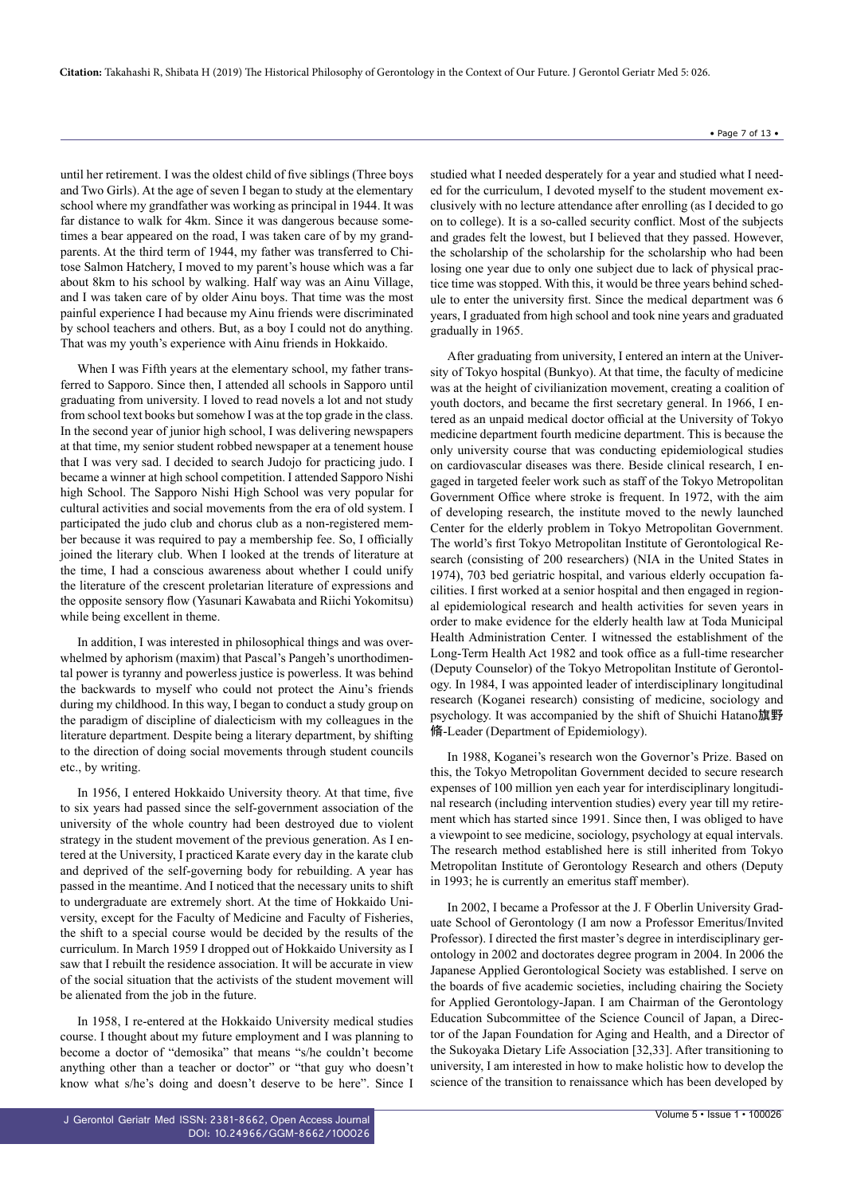until her retirement. I was the oldest child of five siblings (Three boys and Two Girls). At the age of seven I began to study at the elementary school where my grandfather was working as principal in 1944. It was far distance to walk for 4km. Since it was dangerous because sometimes a bear appeared on the road, I was taken care of by my grandparents. At the third term of 1944, my father was transferred to Chitose Salmon Hatchery, I moved to my parent's house which was a far about 8km to his school by walking. Half way was an Ainu Village, and I was taken care of by older Ainu boys. That time was the most painful experience I had because my Ainu friends were discriminated by school teachers and others. But, as a boy I could not do anything. That was my youth's experience with Ainu friends in Hokkaido.

When I was Fifth years at the elementary school, my father transferred to Sapporo. Since then, I attended all schools in Sapporo until graduating from university. I loved to read novels a lot and not study from school text books but somehow I was at the top grade in the class. In the second year of junior high school, I was delivering newspapers at that time, my senior student robbed newspaper at a tenement house that I was very sad. I decided to search Judojo for practicing judo. I became a winner at high school competition. I attended Sapporo Nishi high School. The Sapporo Nishi High School was very popular for cultural activities and social movements from the era of old system. I participated the judo club and chorus club as a non-registered member because it was required to pay a membership fee. So, I officially joined the literary club. When I looked at the trends of literature at the time, I had a conscious awareness about whether I could unify the literature of the crescent proletarian literature of expressions and the opposite sensory flow (Yasunari Kawabata and Riichi Yokomitsu) while being excellent in theme.

In addition, I was interested in philosophical things and was overwhelmed by aphorism (maxim) that Pascal's Pangeh's unorthodimental power is tyranny and powerless justice is powerless. It was behind the backwards to myself who could not protect the Ainu's friends during my childhood. In this way, I began to conduct a study group on the paradigm of discipline of dialecticism with my colleagues in the literature department. Despite being a literary department, by shifting to the direction of doing social movements through student councils etc., by writing.

In 1956, I entered Hokkaido University theory. At that time, five to six years had passed since the self-government association of the university of the whole country had been destroyed due to violent strategy in the student movement of the previous generation. As I entered at the University, I practiced Karate every day in the karate club and deprived of the self-governing body for rebuilding. A year has passed in the meantime. And I noticed that the necessary units to shift to undergraduate are extremely short. At the time of Hokkaido University, except for the Faculty of Medicine and Faculty of Fisheries, the shift to a special course would be decided by the results of the curriculum. In March 1959 I dropped out of Hokkaido University as I saw that I rebuilt the residence association. It will be accurate in view of the social situation that the activists of the student movement will be alienated from the job in the future.

In 1958, I re-entered at the Hokkaido University medical studies course. I thought about my future employment and I was planning to become a doctor of "demosika" that means "s/he couldn't become anything other than a teacher or doctor" or "that guy who doesn't know what s/he's doing and doesn't deserve to be here". Since I studied what I needed desperately for a year and studied what I needed for the curriculum, I devoted myself to the student movement exclusively with no lecture attendance after enrolling (as I decided to go on to college). It is a so-called security conflict. Most of the subjects and grades felt the lowest, but I believed that they passed. However, the scholarship of the scholarship for the scholarship who had been losing one year due to only one subject due to lack of physical practice time was stopped. With this, it would be three years behind schedule to enter the university first. Since the medical department was 6 years, I graduated from high school and took nine years and graduated gradually in 1965.

After graduating from university, I entered an intern at the University of Tokyo hospital (Bunkyo). At that time, the faculty of medicine was at the height of civilianization movement, creating a coalition of youth doctors, and became the first secretary general. In 1966, I entered as an unpaid medical doctor official at the University of Tokyo medicine department fourth medicine department. This is because the only university course that was conducting epidemiological studies on cardiovascular diseases was there. Beside clinical research, I engaged in targeted feeler work such as staff of the Tokyo Metropolitan Government Office where stroke is frequent. In 1972, with the aim of developing research, the institute moved to the newly launched Center for the elderly problem in Tokyo Metropolitan Government. The world's first Tokyo Metropolitan Institute of Gerontological Research (consisting of 200 researchers) (NIA in the United States in 1974), 703 bed geriatric hospital, and various elderly occupation facilities. I first worked at a senior hospital and then engaged in regional epidemiological research and health activities for seven years in order to make evidence for the elderly health law at Toda Municipal Health Administration Center. I witnessed the establishment of the Long-Term Health Act 1982 and took office as a full-time researcher (Deputy Counselor) of the Tokyo Metropolitan Institute of Gerontology. In 1984, I was appointed leader of interdisciplinary longitudinal research (Koganei research) consisting of medicine, sociology and psychology. It was accompanied by the shift of Shuichi Hatano旗野脩-Leader (Department of Epidemiology).

In 1988, Koganei's research won the Governor's Prize. Based on this, the Tokyo Metropolitan Government decided to secure research expenses of 100 million yen each year for interdisciplinary longitudinal research (including intervention studies) every year till my retirement which has started since 1991. Since then, I was obliged to have a viewpoint to see medicine, sociology, psychology at equal intervals. The research method established here is still inherited from Tokyo Metropolitan Institute of Gerontology Research and others (Deputy in 1993; he is currently an emeritus staff member).

In 2002, I became a Professor at the J. F Oberlin University Graduate School of Gerontology (I am now a Professor Emeritus/Invited Professor). I directed the first master's degree in interdisciplinary gerontology in 2002 and doctorates degree program in 2004. In 2006 the Japanese Applied Gerontological Society was established. I serve on the boards of five academic societies, including chairing the Society for Applied Gerontology-Japan. I am Chairman of the Gerontology Education Subcommittee of the Science Council of Japan, a Director of the Japan Foundation for Aging and Health, and a Director of the Sukoyaka Dietary Life Association [32,33]. After transitioning to university, I am interested in how to make holistic how to develop the science of the transition to renaissance which has been developed by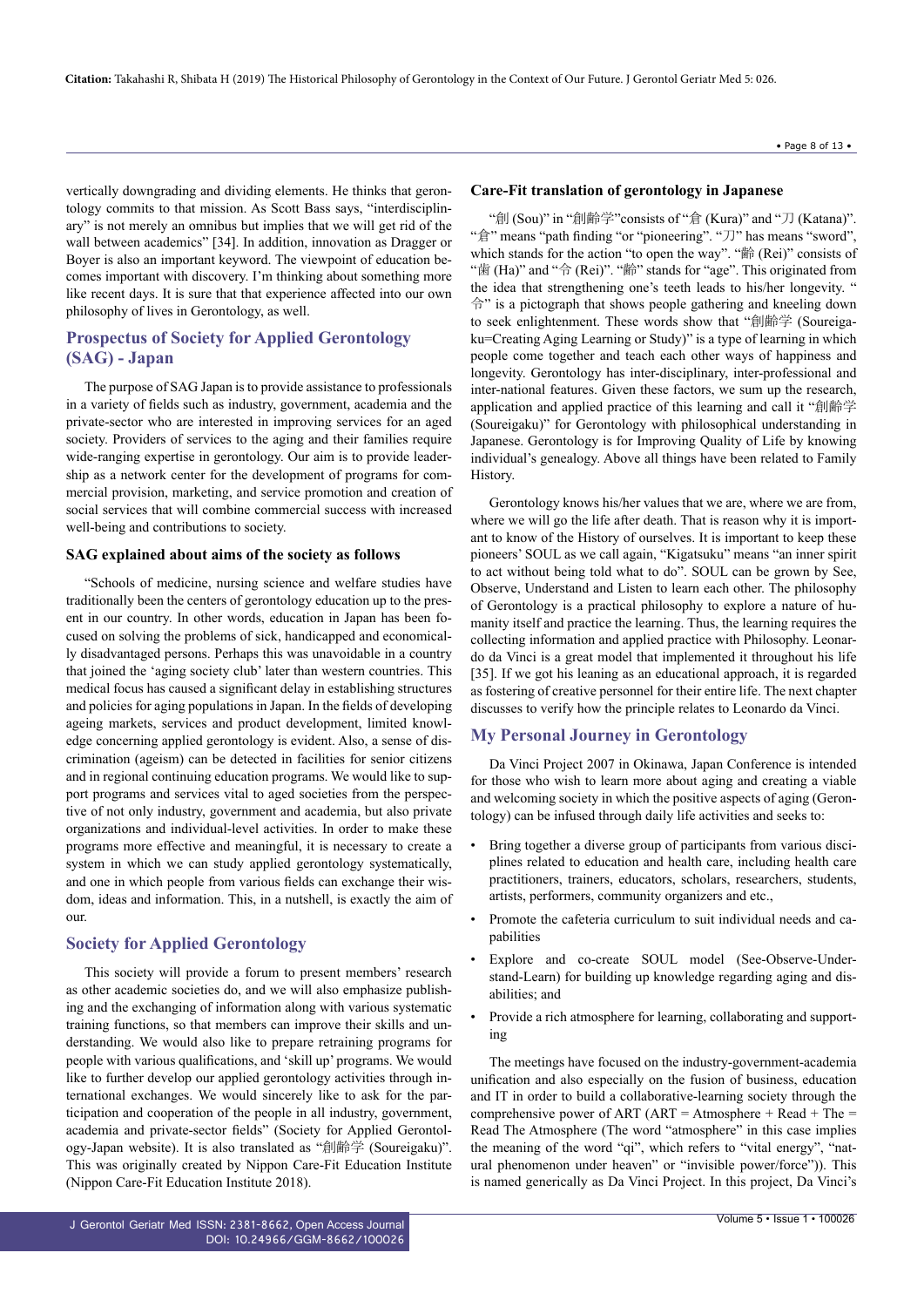vertically downgrading and dividing elements. He thinks that gerontology commits to that mission. As Scott Bass says, "interdisciplinary" is not merely an omnibus but implies that we will get rid of the wall between academics" [34]. In addition, innovation as Dragger or Boyer is also an important keyword. The viewpoint of education becomes important with discovery. I'm thinking about something more like recent days. It is sure that that experience affected into our own philosophy of lives in Gerontology, as well.

## Prospectus of Society for Applied Gerontology (SAG) - Japan

The purpose of SAG Japan is to provide assistance to professionals in a variety of fields such as industry, government, academia and the private-sector who are interested in improving services for an aged society. Providers of services to the aging and their families require wide-ranging expertise in gerontology. Our aim is to provide leadership as a network center for the development of programs for commercial provision, marketing, and service promotion and creation of social services that will combine commercial success with increased well-being and contributions to society.

### SAG explained about aims of the society as follows

"Schools of medicine, nursing science and welfare studies have traditionally been the centers of gerontology education up to the present in our country. In other words, education in Japan has been focused on solving the problems of sick, handicapped and economically disadvantaged persons. Perhaps this was unavoidable in a country that joined the 'aging society club' later than western countries. This medical focus has caused a significant delay in establishing structures and policies for aging populations in Japan. In the fields of developing ageing markets, services and product development, limited knowledge concerning applied gerontology is evident. Also, a sense of discrimination (ageism) can be detected in facilities for senior citizens and in regional continuing education programs. We would like to support programs and services vital to aged societies from the perspective of not only industry, government and academia, but also private organizations and individual-level activities. In order to make these programs more effective and meaningful, it is necessary to create a system in which we can study applied gerontology systematically, and one in which people from various fields can exchange their wisdom, ideas and information. This, in a nutshell, is exactly the aim of our.

## Society for Applied Gerontology

This society will provide a forum to present members' research as other academic societies do, and we will also emphasize publishing and the exchanging of information along with various systematic training functions, so that members can improve their skills and understanding. We would also like to prepare retraining programs for people with various qualifications, and 'skill up' programs. We would like to further develop our applied gerontology activities through international exchanges. We would sincerely like to ask for the participation and cooperation of the people in all industry, government, academia and private-sector fields" (Society for Applied Gerontology-Japan website). It is also translated as "創齢学 (Soureigaku)". This was originally created by Nippon Care-Fit Education Institute (Nippon Care-Fit Education Institute 2018).

### Care-Fit translation of gerontology in Japanese

"創 (Sou)" in "創齢学"consists of "倉 (Kura)" and "刀 (Katana)". "倉" means "path finding "or "pioneering". "刀" has means "sword", which stands for the action "to open the way". "齢 (Rei)" consists of "歯 (Ha)" and "令 (Rei)". "齢" stands for "age". This originated from the idea that strengthening one's teeth leads to his/her longevity. "令" is a pictograph that shows people gathering and kneeling down to seek enlightenment. These words show that "創齢学 (Soureigaku=Creating Aging Learning or Study)" is a type of learning in which people come together and teach each other ways of happiness and longevity. Gerontology has inter-disciplinary, inter-professional and inter-national features. Given these factors, we sum up the research, application and applied practice of this learning and call it "創齢学 (Soureigaku)" for Gerontology with philosophical understanding in Japanese. Gerontology is for Improving Quality of Life by knowing individual's genealogy. Above all things have been related to Family History.

Gerontology knows his/her values that we are, where we are from, where we will go the life after death. That is reason why it is important to know of the History of ourselves. It is important to keep these pioneers' SOUL as we call again, "Kigatsuku" means "an inner spirit to act without being told what to do". SOUL can be grown by See, Observe, Understand and Listen to learn each other. The philosophy of Gerontology is a practical philosophy to explore a nature of humanity itself and practice the learning. Thus, the learning requires the collecting information and applied practice with Philosophy. Leonardo da Vinci is a great model that implemented it throughout his life [35]. If we got his leaning as an educational approach, it is regarded as fostering of creative personnel for their entire life. The next chapter discusses to verify how the principle relates to Leonardo da Vinci.

## My Personal Journey in Gerontology

Da Vinci Project 2007 in Okinawa, Japan Conference is intended for those who wish to learn more about aging and creating a viable and welcoming society in which the positive aspects of aging (Gerontology) can be infused through daily life activities and seeks to:

- Bring together a diverse group of participants from various disciplines related to education and health care, including health care practitioners, trainers, educators, scholars, researchers, students, artists, performers, community organizers and etc.,
- Promote the cafeteria curriculum to suit individual needs and capabilities
- Explore and co-create SOUL model (See-Observe-Understand-Learn) for building up knowledge regarding aging and disabilities; and
- Provide a rich atmosphere for learning, collaborating and supporting

The meetings have focused on the industry-government-academia unification and also especially on the fusion of business, education and IT in order to build a collaborative-learning society through the comprehensive power of ART (ART = Atmosphere + Read + The = Read The Atmosphere (The word "atmosphere" in this case implies the meaning of the word "qi", which refers to "vital energy", "natural phenomenon under heaven" or "invisible power/force")). This is named generically as Da Vinci Project. In this project, Da Vinci's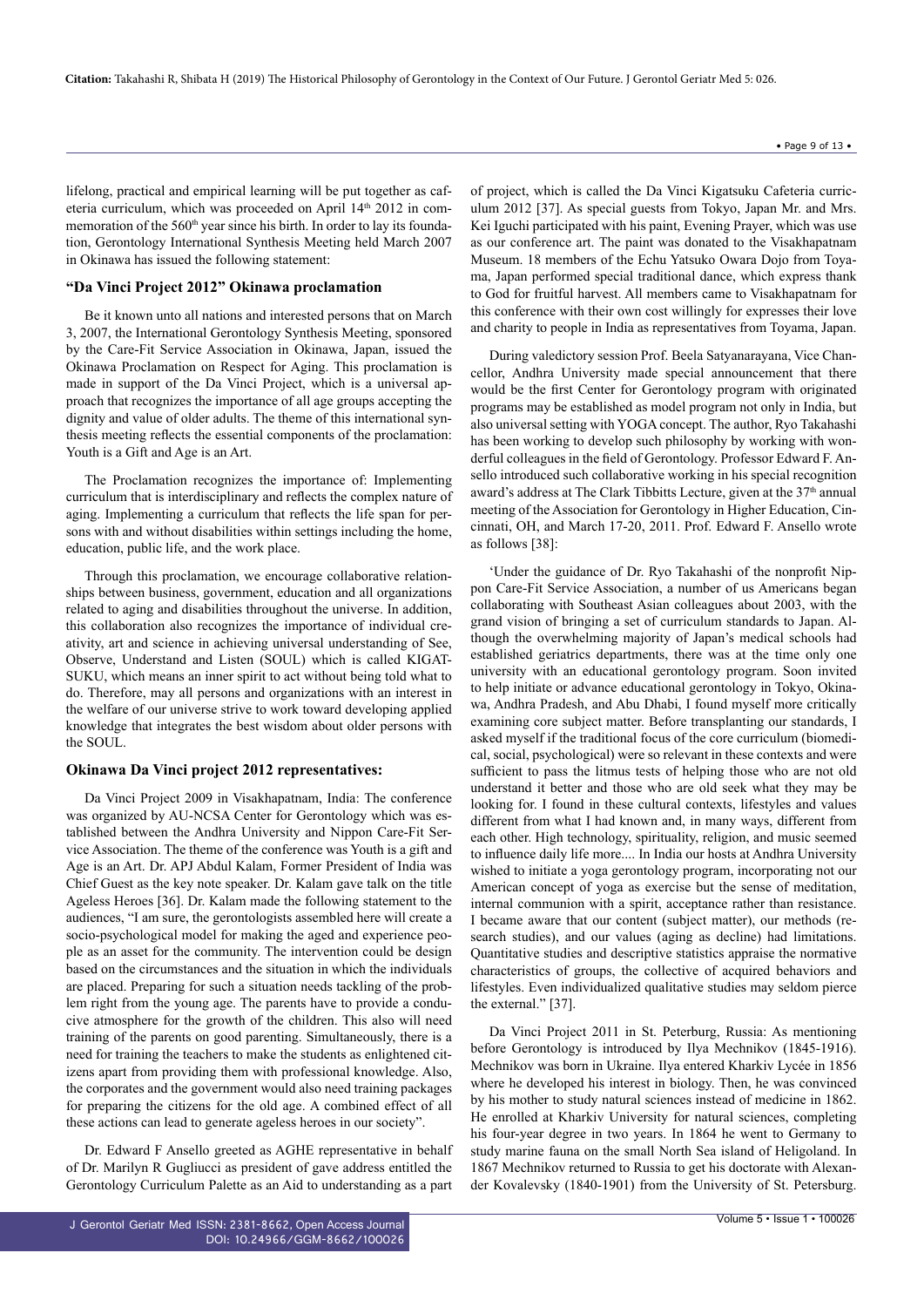lifelong, practical and empirical learning will be put together as cafeteria curriculum, which was proceeded on April 14th 2012 in commemoration of the 560th year since his birth. In order to lay its foundation, Gerontology International Synthesis Meeting held March 2007 in Okinawa has issued the following statement:

### "Da Vinci Project 2012" Okinawa proclamation

Be it known unto all nations and interested persons that on March 3, 2007, the International Gerontology Synthesis Meeting, sponsored by the Care-Fit Service Association in Okinawa, Japan, issued the Okinawa Proclamation on Respect for Aging. This proclamation is made in support of the Da Vinci Project, which is a universal approach that recognizes the importance of all age groups accepting the dignity and value of older adults. The theme of this international synthesis meeting reflects the essential components of the proclamation: Youth is a Gift and Age is an Art.

The Proclamation recognizes the importance of: Implementing curriculum that is interdisciplinary and reflects the complex nature of aging. Implementing a curriculum that reflects the life span for persons with and without disabilities within settings including the home, education, public life, and the work place.

Through this proclamation, we encourage collaborative relationships between business, government, education and all organizations related to aging and disabilities throughout the universe. In addition, this collaboration also recognizes the importance of individual creativity, art and science in achieving universal understanding of See, Observe, Understand and Listen (SOUL) which is called KIGATSUKU, which means an inner spirit to act without being told what to do. Therefore, may all persons and organizations with an interest in the welfare of our universe strive to work toward developing applied knowledge that integrates the best wisdom about older persons with the SOUL.

### Okinawa Da Vinci project 2012 representatives:

Da Vinci Project 2009 in Visakhapatnam, India: The conference was organized by AU-NCSA Center for Gerontology which was established between the Andhra University and Nippon Care-Fit Service Association. The theme of the conference was Youth is a gift and Age is an Art. Dr. APJ Abdul Kalam, Former President of India was Chief Guest as the key note speaker. Dr. Kalam gave talk on the title Ageless Heroes [36]. Dr. Kalam made the following statement to the audiences, "I am sure, the gerontologists assembled here will create a socio-psychological model for making the aged and experience people as an asset for the community. The intervention could be design based on the circumstances and the situation in which the individuals are placed. Preparing for such a situation needs tackling of the problem right from the young age. The parents have to provide a conducive atmosphere for the growth of the children. This also will need training of the parents on good parenting. Simultaneously, there is a need for training the teachers to make the students as enlightened citizens apart from providing them with professional knowledge. Also, the corporates and the government would also need training packages for preparing the citizens for the old age. A combined effect of all these actions can lead to generate ageless heroes in our society".

Dr. Edward F Ansello greeted as AGHE representative in behalf of Dr. Marilyn R Gugliucci as president of gave address entitled the Gerontology Curriculum Palette as an Aid to understanding as a part of project, which is called the Da Vinci Kigatsuku Cafeteria curriculum 2012 [37]. As special guests from Tokyo, Japan Mr. and Mrs. Kei Iguchi participated with his paint, Evening Prayer, which was use as our conference art. The paint was donated to the Visakhapatnam Museum. 18 members of the Echu Yatsuko Owara Dojo from Toyama, Japan performed special traditional dance, which express thank to God for fruitful harvest. All members came to Visakhapatnam for this conference with their own cost willingly for expresses their love and charity to people in India as representatives from Toyama, Japan.

During valedictory session Prof. Beela Satyanarayana, Vice Chancellor, Andhra University made special announcement that there would be the first Center for Gerontology program with originated programs may be established as model program not only in India, but also universal setting with YOGA concept. The author, Ryo Takahashi has been working to develop such philosophy by working with wonderful colleagues in the field of Gerontology. Professor Edward F. Ansello introduced such collaborative working in his special recognition award's address at The Clark Tibbitts Lecture, given at the 37th annual meeting of the Association for Gerontology in Higher Education, Cincinnati, OH, and March 17-20, 2011. Prof. Edward F. Ansello wrote as follows [38]:

'Under the guidance of Dr. Ryo Takahashi of the nonprofit Nippon Care-Fit Service Association, a number of us Americans began collaborating with Southeast Asian colleagues about 2003, with the grand vision of bringing a set of curriculum standards to Japan. Although the overwhelming majority of Japan's medical schools had established geriatrics departments, there was at the time only one university with an educational gerontology program. Soon invited to help initiate or advance educational gerontology in Tokyo, Okinawa, Andhra Pradesh, and Abu Dhabi, I found myself more critically examining core subject matter. Before transplanting our standards, I asked myself if the traditional focus of the core curriculum (biomedical, social, psychological) were so relevant in these contexts and were sufficient to pass the litmus tests of helping those who are not old understand it better and those who are old seek what they may be looking for. I found in these cultural contexts, lifestyles and values different from what I had known and, in many ways, different from each other. High technology, spirituality, religion, and music seemed to influence daily life more.... In India our hosts at Andhra University wished to initiate a yoga gerontology program, incorporating not our American concept of yoga as exercise but the sense of meditation, internal communion with a spirit, acceptance rather than resistance. I became aware that our content (subject matter), our methods (research studies), and our values (aging as decline) had limitations. Quantitative studies and descriptive statistics appraise the normative characteristics of groups, the collective of acquired behaviors and lifestyles. Even individualized qualitative studies may seldom pierce the external." [37].

Da Vinci Project 2011 in St. Peterburg, Russia: As mentioning before Gerontology is introduced by Ilya Mechnikov (1845-1916). Mechnikov was born in Ukraine. Ilya entered Kharkiv Lycée in 1856 where he developed his interest in biology. Then, he was convinced by his mother to study natural sciences instead of medicine in 1862. He enrolled at Kharkiv University for natural sciences, completing his four-year degree in two years. In 1864 he went to Germany to study marine fauna on the small North Sea island of Heligoland. In 1867 Mechnikov returned to Russia to get his doctorate with Alexander Kovalevsky (1840-1901) from the University of St. Petersburg.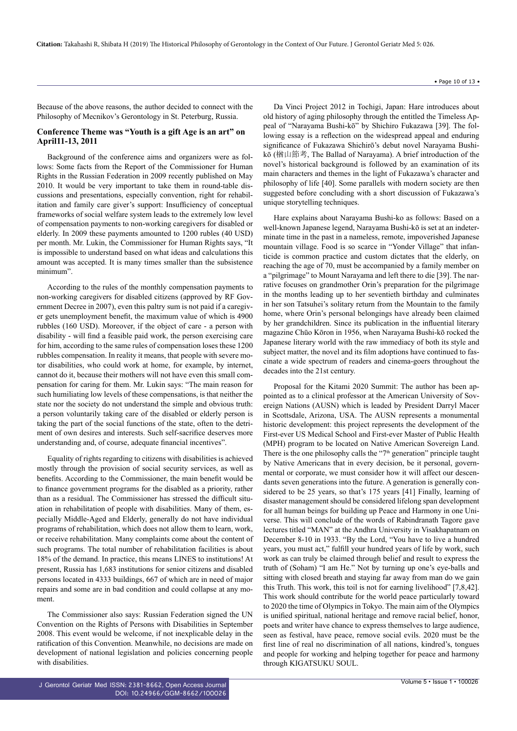Because of the above reasons, the author decided to connect with the Philosophy of Mecnikov's Gerontology in St. Peterburg, Russia.

### Conference Theme was "Youth is a gift Age is an art" on April11-13, 2011

Background of the conference aims and organizers were as follows: Some facts from the Report of the Commissioner for Human Rights in the Russian Federation in 2009 recently published on May 2010. It would be very important to take them in round-table discussions and presentations, especially convention, right for rehabilitation and family care giver's support: Insufficiency of conceptual frameworks of social welfare system leads to the extremely low level of compensation payments to non-working caregivers for disabled or elderly. In 2009 these payments amounted to 1200 rubles (40 USD) per month. Mr. Lukin, the Commissioner for Human Rights says, "It is impossible to understand based on what ideas and calculations this amount was accepted. It is many times smaller than the subsistence minimum".

According to the rules of the monthly compensation payments to non-working caregivers for disabled citizens (approved by RF Government Decree in 2007), even this paltry sum is not paid if a caregiver gets unemployment benefit, the maximum value of which is 4900 rubbles (160 USD). Moreover, if the object of care - a person with disability - will find a feasible paid work, the person exercising care for him, according to the same rules of compensation loses these 1200 rubbles compensation. In reality it means, that people with severe motor disabilities, who could work at home, for example, by internet, cannot do it, because their mothers will not have even this small compensation for caring for them. Mr. Lukin says: "The main reason for such humiliating low levels of these compensations, is that neither the state nor the society do not understand the simple and obvious truth: a person voluntarily taking care of the disabled or elderly person is taking the part of the social functions of the state, often to the detriment of own desires and interests. Such self-sacrifice deserves more understanding and, of course, adequate financial incentives".

Equality of rights regarding to citizens with disabilities is achieved mostly through the provision of social security services, as well as benefits. According to the Commissioner, the main benefit would be to finance government programs for the disabled as a priority, rather than as a residual. The Commissioner has stressed the difficult situation in rehabilitation of people with disabilities. Many of them, especially Middle-Aged and Elderly, generally do not have individual programs of rehabilitation, which does not allow them to learn, work, or receive rehabilitation. Many complaints come about the content of such programs. The total number of rehabilitation facilities is about 18% of the demand. In practice, this means LINES to institutions! At present, Russia has 1,683 institutions for senior citizens and disabled persons located in 4333 buildings, 667 of which are in need of major repairs and some are in bad condition and could collapse at any moment.

The Commissioner also says: Russian Federation signed the UN Convention on the Rights of Persons with Disabilities in September 2008. This event would be welcome, if not inexplicable delay in the ratification of this Convention. Meanwhile, no decisions are made on development of national legislation and policies concerning people with disabilities.

Da Vinci Project 2012 in Tochigi, Japan: Hare introduces about old history of aging philosophy through the entitled the Timeless Appeal of "Narayama Bushi-kō" by Shichiro Fukazawa [39]. The following essay is a reflection on the widespread appeal and enduring significance of Fukazawa Shichirō's debut novel Narayama Bushi-kō (楢山節考, The Ballad of Narayama). A brief introduction of the novel's historical background is followed by an examination of its main characters and themes in the light of Fukazawa's character and philosophy of life [40]. Some parallels with modern society are then suggested before concluding with a short discussion of Fukazawa's unique storytelling techniques.

Hare explains about Narayama Bushi-ko as follows: Based on a well-known Japanese legend, Narayama Bushi-kō is set at an indeterminate time in the past in a nameless, remote, impoverished Japanese mountain village. Food is so scarce in "Yonder Village" that infanticide is common practice and custom dictates that the elderly, on reaching the age of 70, must be accompanied by a family member on a "pilgrimage" to Mount Narayama and left there to die [39]. The narrative focuses on grandmother Orin's preparation for the pilgrimage in the months leading up to her seventieth birthday and culminates in her son Tatsuhei's solitary return from the Mountain to the family home, where Orin's personal belongings have already been claimed by her grandchildren. Since its publication in the influential literary magazine Chūō Kōron in 1956, when Narayama Bushi-kō rocked the Japanese literary world with the raw immediacy of both its style and subject matter, the novel and its film adoptions have continued to fascinate a wide spectrum of readers and cinema-goers throughout the decades into the 21st century.

Proposal for the Kitami 2020 Summit: The author has been appointed as to a clinical professor at the American University of Sovereign Nations (AUSN) which is leaded by President Darryl Macer in Scottsdale, Arizona, USA. The AUSN represents a monumental historic development: this project represents the development of the First-ever US Medical School and First-ever Master of Public Health (MPH) program to be located on Native American Sovereign Land. There is the one philosophy calls the "7th generation" principle taught by Native Americans that in every decision, be it personal, governmental or corporate, we must consider how it will affect our descendants seven generations into the future. A generation is generally considered to be 25 years, so that's 175 years [41] Finally, learning of disaster management should be considered lifelong span development for all human beings for building up Peace and Harmony in one Universe. This will conclude of the words of Rabindranath Tagore gave lectures titled "MAN" at the Andhra University in Visakhapatnam on December 8-10 in 1933. "By the Lord, "You have to live a hundred years, you must act," fulfill your hundred years of life by work, such work as can truly be claimed through belief and result to express the truth of (Soham) "I am He." Not by turning up one's eye-balls and sitting with closed breath and staying far away from man do we gain this Truth. This work, this toil is not for earning livelihood" [7,8,42]. This work should contribute for the world peace particularly toward to 2020 the time of Olympics in Tokyo. The main aim of the Olympics is unified spiritual, national heritage and remove racial belief, honor, poets and writer have chance to express themselves to large audience, seen as festival, have peace, remove social evils. 2020 must be the first line of real no discrimination of all nations, kindred's, tongues and people for working and helping together for peace and harmony through KIGATSUKU SOUL.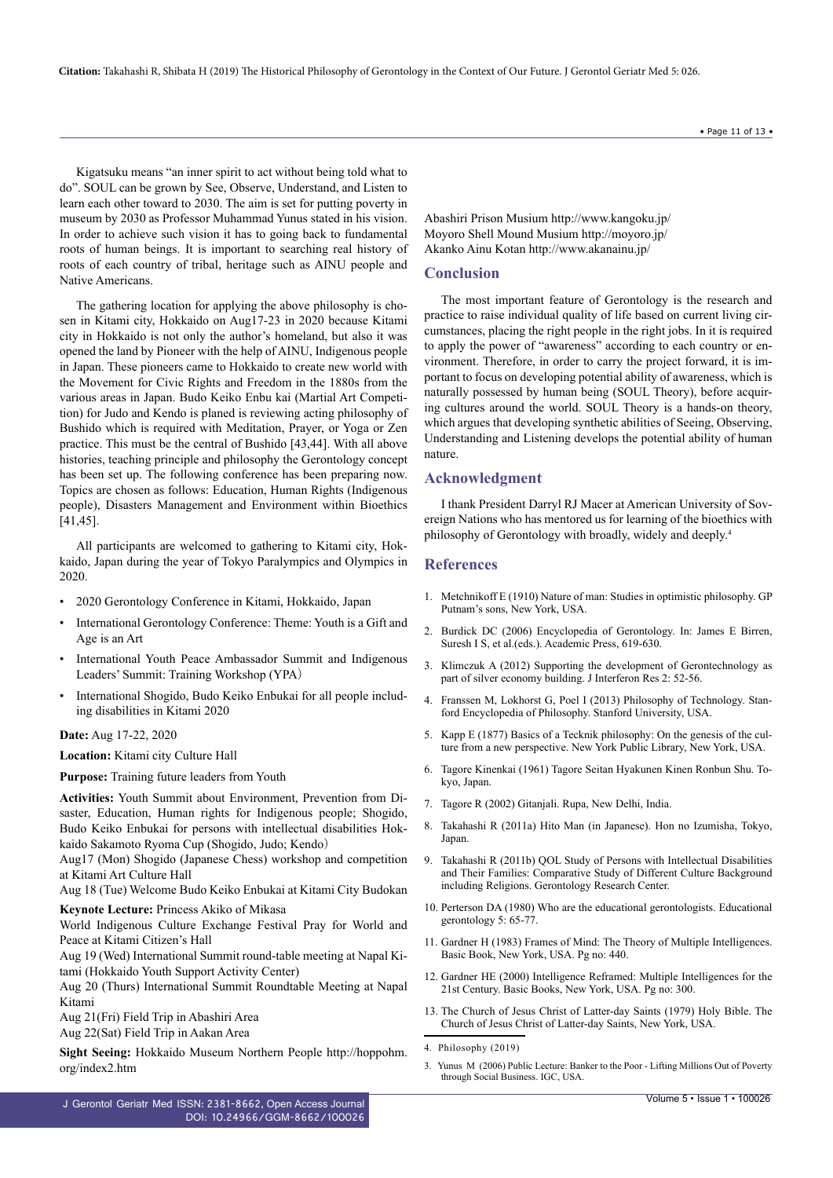Kigatsuku means “an inner spirit to act without being told what to do”. SOUL can be grown by See, Observe, Understand, and Listen to learn each other toward to 2030. The aim is set for putting poverty in museum by 2030 as Professor Muhammad Yunus stated in his vision. In order to achieve such vision it has to going back to fundamental roots of human beings. It is important to searching real history of roots of each country of tribal, heritage such as AINU people and Native Americans.

The gathering location for applying the above philosophy is chosen in Kitami city, Hokkaido on Aug17-23 in 2020 because Kitami city in Hokkaido is not only the author’s homeland, but also it was opened the land by Pioneer with the help of AINU, Indigenous people in Japan. These pioneers came to Hokkaido to create new world with the Movement for Civic Rights and Freedom in the 1880s from the various areas in Japan. Budo Keiko Enbu kai (Martial Art Competition) for Judo and Kendo is planed is reviewing acting philosophy of Bushido which is required with Meditation, Prayer, or Yoga or Zen practice. This must be the central of Bushido [43,44]. With all above histories, teaching principle and philosophy the Gerontology concept has been set up. The following conference has been preparing now. Topics are chosen as follows: Education, Human Rights (Indigenous people), Disasters Management and Environment within Bioethics [41,45].

All participants are welcomed to gathering to Kitami city, Hokkaido, Japan during the year of Tokyo Paralympics and Olympics in 2020.

- 2020 Gerontology Conference in Kitami, Hokkaido, Japan
- International Gerontology Conference: Theme: Youth is a Gift and Age is an Art
- International Youth Peace Ambassador Summit and Indigenous Leaders’ Summit: Training Workshop (YPA)
- International Shogido, Budo Keiko Enbukai for all people including disabilities in Kitami 2020

**Date:** Aug 17-22, 2020

**Location:** Kitami city Culture Hall

**Purpose:** Training future leaders from Youth

**Activities:** Youth Summit about Environment, Prevention from Disaster, Education, Human rights for Indigenous people; Shogido, Budo Keiko Enbukai for persons with intellectual disabilities Hokkaido Sakamoto Ryoma Cup (Shogido, Judo; Kendo)

Aug17 (Mon) Shogido (Japanese Chess) workshop and competition at Kitami Art Culture Hall

Aug 18 (Tue) Welcome Budo Keiko Enbukai at Kitami City Budokan

**Keynote Lecture:** Princess Akiko of Mikasa

World Indigenous Culture Exchange Festival Pray for World and Peace at Kitami Citizen’s Hall

Aug 19 (Wed) International Summit round-table meeting at Napal Kitami (Hokkaido Youth Support Activity Center)

Aug 20 (Thurs) International Summit Roundtable Meeting at Napal Kitami

Aug 21(Fri) Field Trip in Abashiri Area

Aug 22(Sat) Field Trip in Aakan Area

**Sight Seeing:** Hokkaido Museum Northern People http://hoppohm.org/index2.htm

Abashiri Prison Musium http://www.kangoku.jp/

Moyoro Shell Mound Musium http://moyoro.jp/

Akanko Ainu Kotan http://www.akanainu.jp/

## Conclusion

The most important feature of Gerontology is the research and practice to raise individual quality of life based on current living circumstances, placing the right people in the right jobs. In it is required to apply the power of “awareness” according to each country or environment. Therefore, in order to carry the project forward, it is important to focus on developing potential ability of awareness, which is naturally possessed by human being (SOUL Theory), before acquiring cultures around the world. SOUL Theory is a hands-on theory, which argues that developing synthetic abilities of Seeing, Observing, Understanding and Listening develops the potential ability of human nature.

## Acknowledgment

I thank President Darryl RJ Macer at American University of Sovereign Nations who has mentored us for learning of the bioethics with philosophy of Gerontology with broadly, widely and deeply.[4]

## References

1. Metchnikoff E (1910) Nature of man: Studies in optimistic philosophy. GP Putnam’s sons, New York, USA.
2. Burdick DC (2006) Encyclopedia of Gerontology. In: James E Birren, Suresh I S, et al.(eds.). Academic Press, 619-630.
3. Klimczuk A (2012) Supporting the development of Gerontechnology as part of silver economy building. J Interferon Res 2: 52-56.
4. Franssen M, Lokhorst G, Poel I (2013) Philosophy of Technology. Stanford Encyclopedia of Philosophy. Stanford University, USA.
5. Kapp E (1877) Basics of a Tecknik philosophy: On the genesis of the culture from a new perspective. New York Public Library, New York, USA.
6. Tagore Kinenkai (1961) Tagore Seitan Hyakunen Kinen Ronbun Shu. Tokyo, Japan.
7. Tagore R (2002) Gitanjali. Rupa, New Delhi, India.
8. Takahashi R (2011a) Hito Man (in Japanese). Hon no Izumisha, Tokyo, Japan.
9. Takahashi R (2011b) QOL Study of Persons with Intellectual Disabilities and Their Families: Comparative Study of Different Culture Background including Religions. Gerontology Research Center.
10. Perterson DA (1980) Who are the educational gerontologists. Educational gerontology 5: 65-77.
11. Gardner H (1983) Frames of Mind: The Theory of Multiple Intelligences. Basic Book, New York, USA. Pg no: 440.
12. Gardner HE (2000) Intelligence Reframed: Multiple Intelligences for the 21st Century. Basic Books, New York, USA. Pg no: 300.
13. The Church of Jesus Christ of Latter-day Saints (1979) Holy Bible. The Church of Jesus Christ of Latter-day Saints, New York, USA.

4. Philosophy (2019)

3. Yunus M (2006) Public Lecture: Banker to the Poor - Lifting Millions Out of Poverty through Social Business. IGC, USA.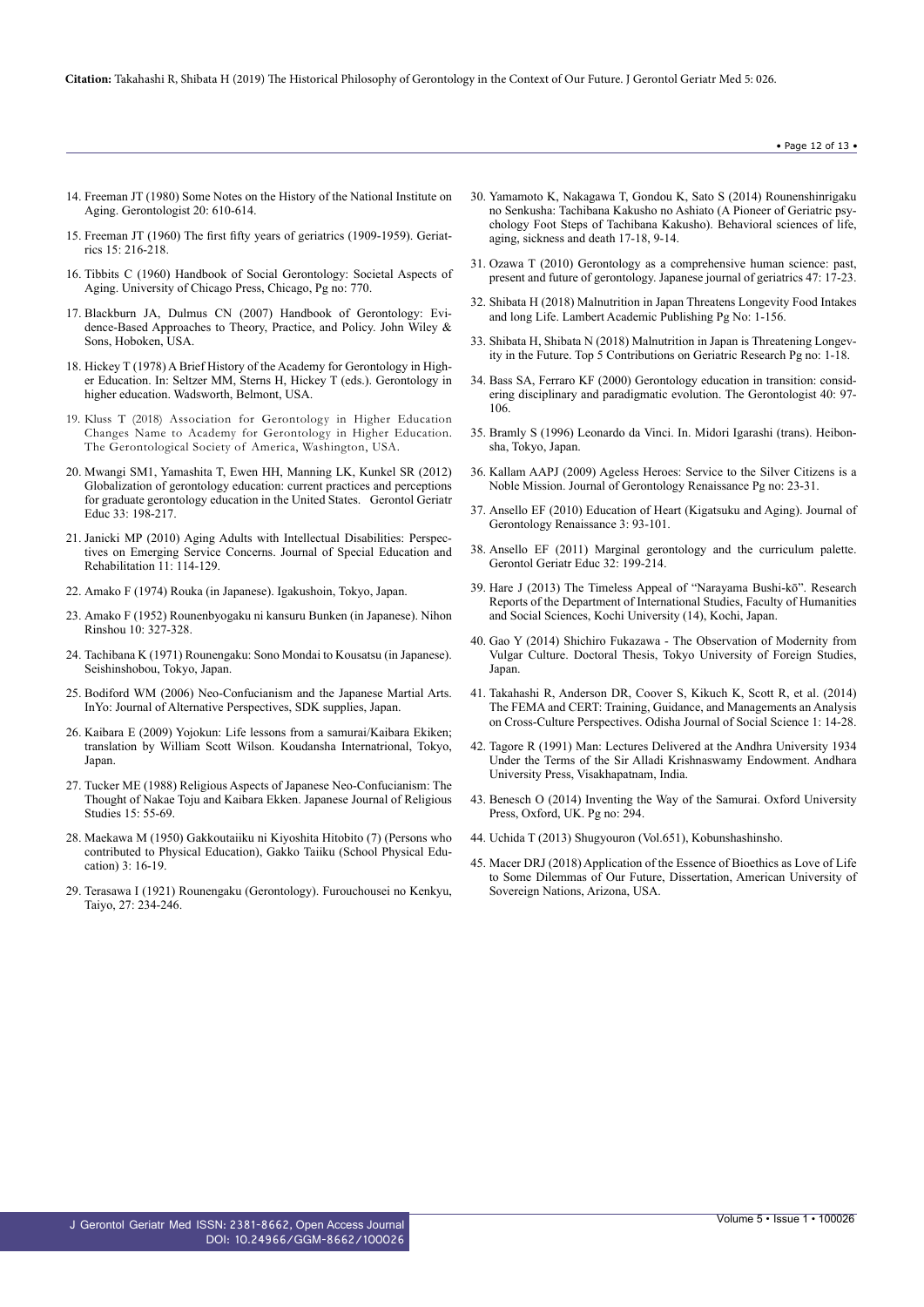14. Freeman JT (1980) Some Notes on the History of the National Institute on Aging. Gerontologist 20: 610-614.
15. Freeman JT (1960) The first fifty years of geriatrics (1909-1959). Geriatrics 15: 216-218.
16. Tibbits C (1960) Handbook of Social Gerontology: Societal Aspects of Aging. University of Chicago Press, Chicago, Pg no: 770.
17. Blackburn JA, Dulmus CN (2007) Handbook of Gerontology: Evidence-Based Approaches to Theory, Practice, and Policy. John Wiley & Sons, Hoboken, USA.
18. Hickey T (1978) A Brief History of the Academy for Gerontology in Higher Education. In: Seltzer MM, Sterns H, Hickey T (eds.). Gerontology in higher education. Wadsworth, Belmont, USA.
19. Kluss T (2018) Association for Gerontology in Higher Education Changes Name to Academy for Gerontology in Higher Education. The Gerontological Society of America, Washington, USA.
20. Mwangi SM1, Yamashita T, Ewen HH, Manning LK, Kunkel SR (2012) Globalization of gerontology education: current practices and perceptions for graduate gerontology education in the United States. Gerontol Geriatr Educ 33: 198-217.
21. Janicki MP (2010) Aging Adults with Intellectual Disabilities: Perspectives on Emerging Service Concerns. Journal of Special Education and Rehabilitation 11: 114-129.
22. Amako F (1974) Rouka (in Japanese). Igakushoin, Tokyo, Japan.
23. Amako F (1952) Rounenbyogaku ni kansuru Bunken (in Japanese). Nihon Rinshou 10: 327-328.
24. Tachibana K (1971) Rounengaku: Sono Mondai to Kousatsu (in Japanese). Seishinshobou, Tokyo, Japan.
25. Bodiford WM (2006) Neo-Confucianism and the Japanese Martial Arts. InYo: Journal of Alternative Perspectives, SDK supplies, Japan.
26. Kaibara E (2009) Yojokun: Life lessons from a samurai/Kaibara Ekiken; translation by William Scott Wilson. Koudansha Internatrional, Tokyo, Japan.
27. Tucker ME (1988) Religious Aspects of Japanese Neo-Confucianism: The Thought of Nakae Toju and Kaibara Ekken. Japanese Journal of Religious Studies 15: 55-69.
28. Maekawa M (1950) Gakkoutaiiku ni Kiyoshita Hitobito (7) (Persons who contributed to Physical Education), Gakko Taiiku (School Physical Education) 3: 16-19.
29. Terasawa I (1921) Rounengaku (Gerontology). Furouchousei no Kenkyu, Taiyo, 27: 234-246.
30. Yamamoto K, Nakagawa T, Gondou K, Sato S (2014) Rounenshinrigaku no Senkusha: Tachibana Kakusho no Ashiato (A Pioneer of Geriatric psychology Foot Steps of Tachibana Kakusho). Behavioral sciences of life, aging, sickness and death 17-18, 9-14.
31. Ozawa T (2010) Gerontology as a comprehensive human science: past, present and future of gerontology. Japanese journal of geriatrics 47: 17-23.
32. Shibata H (2018) Malnutrition in Japan Threatens Longevity Food Intakes and long Life. Lambert Academic Publishing Pg No: 1-156.
33. Shibata H, Shibata N (2018) Malnutrition in Japan is Threatening Longevity in the Future. Top 5 Contributions on Geriatric Research Pg no: 1-18.
34. Bass SA, Ferraro KF (2000) Gerontology education in transition: considering disciplinary and paradigmatic evolution. The Gerontologist 40: 97-106.
35. Bramly S (1996) Leonardo da Vinci. In. Midori Igarashi (trans). Heibonsha, Tokyo, Japan.
36. Kallam AAPJ (2009) Ageless Heroes: Service to the Silver Citizens is a Noble Mission. Journal of Gerontology Renaissance Pg no: 23-31.
37. Ansello EF (2010) Education of Heart (Kigatsuku and Aging). Journal of Gerontology Renaissance 3: 93-101.
38. Ansello EF (2011) Marginal gerontology and the curriculum palette. Gerontol Geriatr Educ 32: 199-214.
39. Hare J (2013) The Timeless Appeal of "Narayama Bushi-kō". Research Reports of the Department of International Studies, Faculty of Humanities and Social Sciences, Kochi University (14), Kochi, Japan.
40. Gao Y (2014) Shichiro Fukazawa - The Observation of Modernity from Vulgar Culture. Doctoral Thesis, Tokyo University of Foreign Studies, Japan.
41. Takahashi R, Anderson DR, Coover S, Kikuch K, Scott R, et al. (2014) The FEMA and CERT: Training, Guidance, and Managements an Analysis on Cross-Culture Perspectives. Odisha Journal of Social Science 1: 14-28.
42. Tagore R (1991) Man: Lectures Delivered at the Andhra University 1934 Under the Terms of the Sir Alladi Krishnaswamy Endowment. Andhara University Press, Visakhapatnam, India.
43. Benesch O (2014) Inventing the Way of the Samurai. Oxford University Press, Oxford, UK. Pg no: 294.
44. Uchida T (2013) Shugyouron (Vol.651), Kobunshashinsho.
45. Macer DRJ (2018) Application of the Essence of Bioethics as Love of Life to Some Dilemmas of Our Future, Dissertation, American University of Sovereign Nations, Arizona, USA.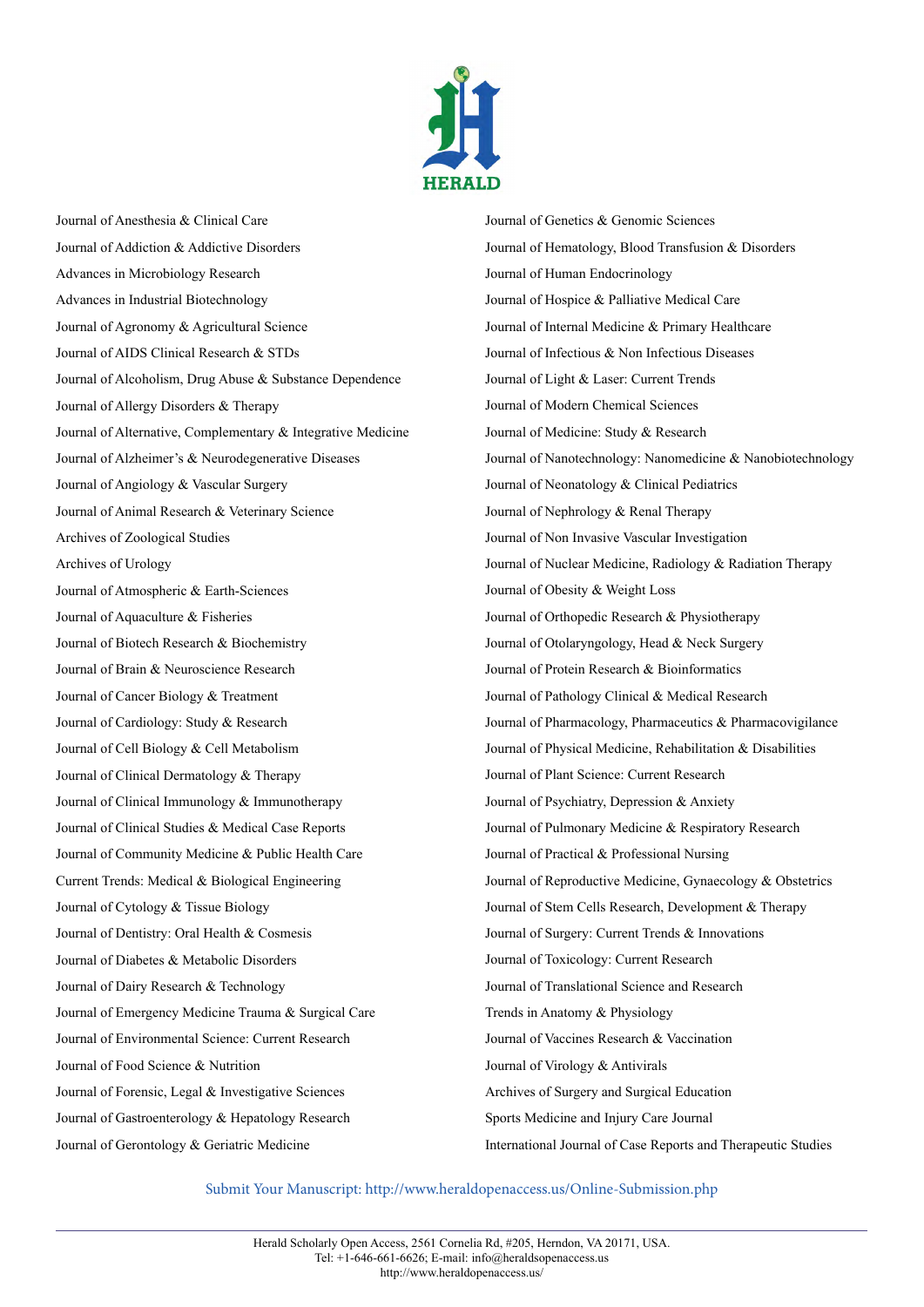HERALD

Journal of Anesthesia & Clinical Care
Journal of Addiction & Addictive Disorders
Advances in Microbiology Research
Advances in Industrial Biotechnology
Journal of Agronomy & Agricultural Science
Journal of AIDS Clinical Research & STDs
Journal of Alcoholism, Drug Abuse & Substance Dependence
Journal of Allergy Disorders & Therapy
Journal of Alternative, Complementary & Integrative Medicine
Journal of Alzheimer's & Neurodegenerative Diseases
Journal of Angiology & Vascular Surgery
Journal of Animal Research & Veterinary Science
Archives of Zoological Studies
Archives of Urology
Journal of Atmospheric & Earth-Sciences
Journal of Aquaculture & Fisheries
Journal of Biotech Research & Biochemistry
Journal of Brain & Neuroscience Research
Journal of Cancer Biology & Treatment
Journal of Cardiology: Study & Research
Journal of Cell Biology & Cell Metabolism
Journal of Clinical Dermatology & Therapy
Journal of Clinical Immunology & Immunotherapy
Journal of Clinical Studies & Medical Case Reports
Journal of Community Medicine & Public Health Care
Current Trends: Medical & Biological Engineering
Journal of Cytology & Tissue Biology
Journal of Dentistry: Oral Health & Cosmesis
Journal of Diabetes & Metabolic Disorders
Journal of Dairy Research & Technology
Journal of Emergency Medicine Trauma & Surgical Care
Journal of Environmental Science: Current Research
Journal of Food Science & Nutrition
Journal of Forensic, Legal & Investigative Sciences
Journal of Gastroenterology & Hepatology Research
Journal of Gerontology & Geriatric Medicine
Journal of Genetics & Genomic Sciences
Journal of Hematology, Blood Transfusion & Disorders
Journal of Human Endocrinology
Journal of Hospice & Palliative Medical Care
Journal of Internal Medicine & Primary Healthcare
Journal of Infectious & Non Infectious Diseases
Journal of Light & Laser: Current Trends
Journal of Modern Chemical Sciences
Journal of Medicine: Study & Research
Journal of Nanotechnology: Nanomedicine & Nanobiotechnology
Journal of Neonatology & Clinical Pediatrics
Journal of Nephrology & Renal Therapy
Journal of Non Invasive Vascular Investigation
Journal of Nuclear Medicine, Radiology & Radiation Therapy
Journal of Obesity & Weight Loss
Journal of Orthopedic Research & Physiotherapy
Journal of Otolaryngology, Head & Neck Surgery
Journal of Protein Research & Bioinformatics
Journal of Pathology Clinical & Medical Research
Journal of Pharmacology, Pharmaceutics & Pharmacovigilance
Journal of Physical Medicine, Rehabilitation & Disabilities
Journal of Plant Science: Current Research
Journal of Psychiatry, Depression & Anxiety
Journal of Pulmonary Medicine & Respiratory Research
Journal of Practical & Professional Nursing
Journal of Reproductive Medicine, Gynaecology & Obstetrics
Journal of Stem Cells Research, Development & Therapy
Journal of Surgery: Current Trends & Innovations
Journal of Toxicology: Current Research
Journal of Translational Science and Research
Trends in Anatomy & Physiology
Journal of Vaccines Research & Vaccination
Journal of Virology & Antivirals
Archives of Surgery and Surgical Education
Sports Medicine and Injury Care Journal
International Journal of Case Reports and Therapeutic Studies

Submit Your Manuscript: http://www.heraldopenaccess.us/Online-Submission.php

Herald Scholarly Open Access, 2561 Cornelia Rd, #205, Herndon, VA 20171, USA.
Tel: +1-646-661-6626; E-mail: info@heraldsopenaccess.us
http://www.heraldopenaccess.us/